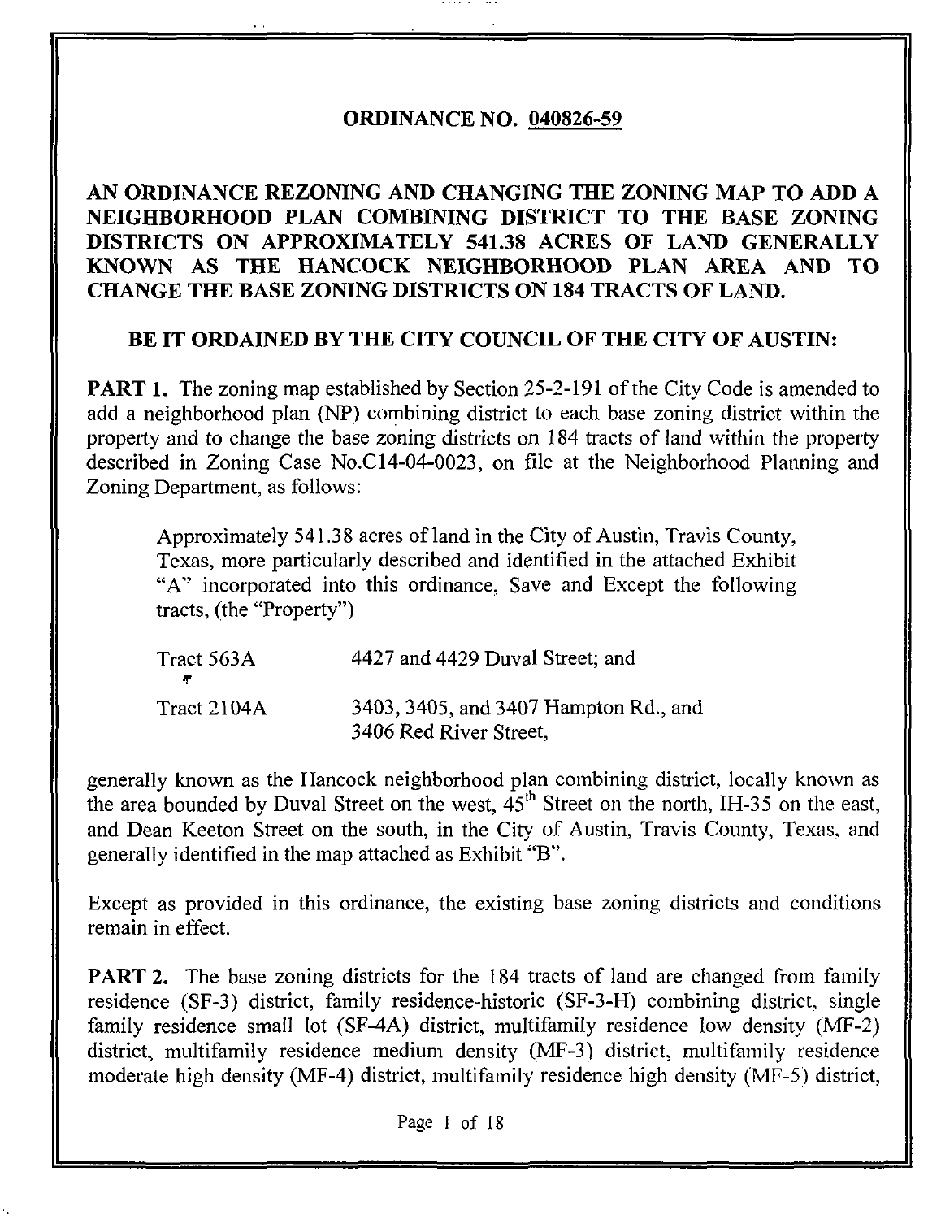# ORDINANCE NO. 040826-59

## AN ORDINANCE REZONING AND CHANGING THE ZONING MAP TO ADD A NEIGHBORHOOD PLAN COMBINING DISTRICT TO THE BASE ZONING DISTRICTS ON APPROXIMATELY 541.38 ACRES OF LAND GENERALLY KNOWN AS THE HANCOCK NEIGHBORHOOD PLAN AREA AND TO CHANGE THE BASE ZONING DISTRICTS ON 184 TRACTS OF LAND.

**BE IT ORDAINED BY THE CITY COUNCIL OF THE CITY OF AUSTIN:**

**PART 1.** The zoning map established by Section 25-2-191 of the City Code is amended to add a neighborhood plan (NP) combining district to each base zoning district within the property and to change the base zoning districts on 184 tracts of land within the property described in Zoning Case No.C14-04-0023, on file at the Neighborhood Planning and Zoning Department, as follows:

> Approximately 541.38 acres of land in the City of Austin, Travis County, Texas, more particularly described and identified in the attached Exhibit "A" incorporated into this ordinance, Save and Except the following tracts, (the "Property")
>
> | | |
> |---|---|
> | Tract 563A | 4427 and 4429 Duval Street; and |
> | Tract 2104A | 3403, 3405, and 3407 Hampton Rd., and 3406 Red River Street, |

generally known as the Hancock neighborhood plan combining district, locally known as the area bounded by Duval Street on the west, 45th Street on the north, IH-35 on the east, and Dean Keeton Street on the south, in the City of Austin, Travis County, Texas, and generally identified in the map attached as Exhibit "B".

Except as provided in this ordinance, the existing base zoning districts and conditions remain in effect.

**PART 2.** The base zoning districts for the 184 tracts of land are changed from family residence (SF-3) district, family residence-historic (SF-3-H) combining district, single family residence small lot (SF-4A) district, multifamily residence low density (MF-2) district, multifamily residence medium density (MF-3) district, multifamily residence moderate high density (MF-4) district, multifamily residence high density (MF-5) district,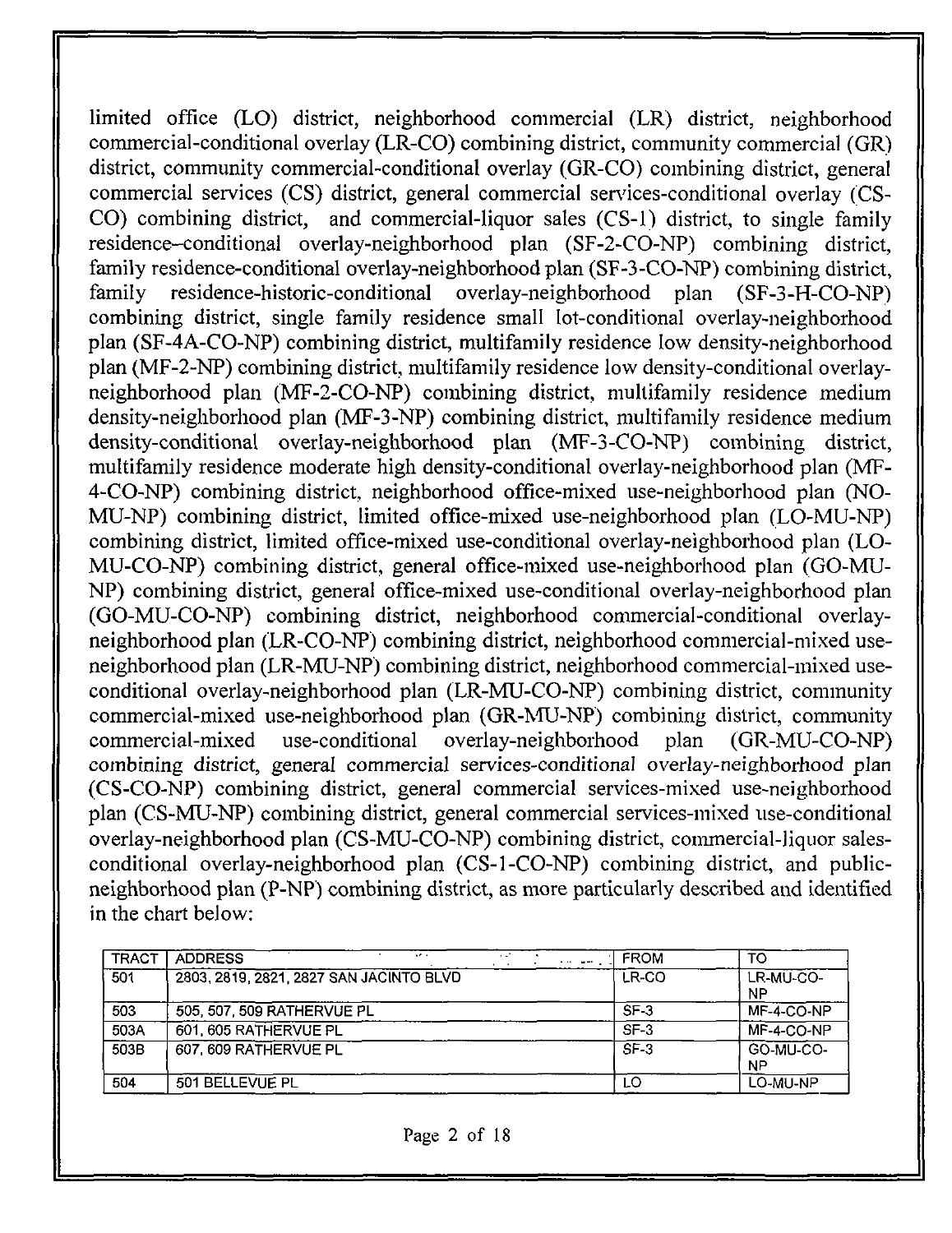limited office (LO) district, neighborhood commercial (LR) district, neighborhood commercial-conditional overlay (LR-CO) combining district, community commercial (GR) district, community commercial-conditional overlay (GR-CO) combining district, general commercial services (CS) district, general commercial services-conditional overlay (CS-CO) combining district, and commercial-liquor sales (CS-1) district, to single family residence–conditional overlay-neighborhood plan (SF-2-CO-NP) combining district, family residence-conditional overlay-neighborhood plan (SF-3-CO-NP) combining district, family residence-historic-conditional overlay-neighborhood plan (SF-3-H-CO-NP) combining district, single family residence small lot-conditional overlay-neighborhood plan (SF-4A-CO-NP) combining district, multifamily residence low density-neighborhood plan (MF-2-NP) combining district, multifamily residence low density-conditional overlay-neighborhood plan (MF-2-CO-NP) combining district, multifamily residence medium density-neighborhood plan (MF-3-NP) combining district, multifamily residence medium density-conditional overlay-neighborhood plan (MF-3-CO-NP) combining district, multifamily residence moderate high density-conditional overlay-neighborhood plan (MF-4-CO-NP) combining district, neighborhood office-mixed use-neighborhood plan (NO-MU-NP) combining district, limited office-mixed use-neighborhood plan (LO-MU-NP) combining district, limited office-mixed use-conditional overlay-neighborhood plan (LO-MU-CO-NP) combining district, general office-mixed use-neighborhood plan (GO-MU-NP) combining district, general office-mixed use-conditional overlay-neighborhood plan (GO-MU-CO-NP) combining district, neighborhood commercial-conditional overlay-neighborhood plan (LR-CO-NP) combining district, neighborhood commercial-mixed use-neighborhood plan (LR-MU-NP) combining district, neighborhood commercial-mixed use-conditional overlay-neighborhood plan (LR-MU-CO-NP) combining district, community commercial-mixed use-neighborhood plan (GR-MU-NP) combining district, community commercial-mixed use-conditional overlay-neighborhood plan (GR-MU-CO-NP) combining district, general commercial services-conditional overlay-neighborhood plan (CS-CO-NP) combining district, general commercial services-mixed use-neighborhood plan (CS-MU-NP) combining district, general commercial services-mixed use-conditional overlay-neighborhood plan (CS-MU-CO-NP) combining district, commercial-liquor sales-conditional overlay-neighborhood plan (CS-1-CO-NP) combining district, and public-neighborhood plan (P-NP) combining district, as more particularly described and identified in the chart below:

| TRACT | ADDRESS | FROM | TO |
|---|---|---|---|
| 501 | 2803, 2819, 2821, 2827 SAN JACINTO BLVD | LR-CO | LR-MU-CO-NP |
| 503 | 505, 507, 509 RATHERVUE PL | SF-3 | MF-4-CO-NP |
| 503A | 601, 605 RATHERVUE PL | SF-3 | MF-4-CO-NP |
| 503B | 607, 609 RATHERVUE PL | SF-3 | GO-MU-CO-NP |
| 504 | 501 BELLEVUE PL | LO | LO-MU-NP |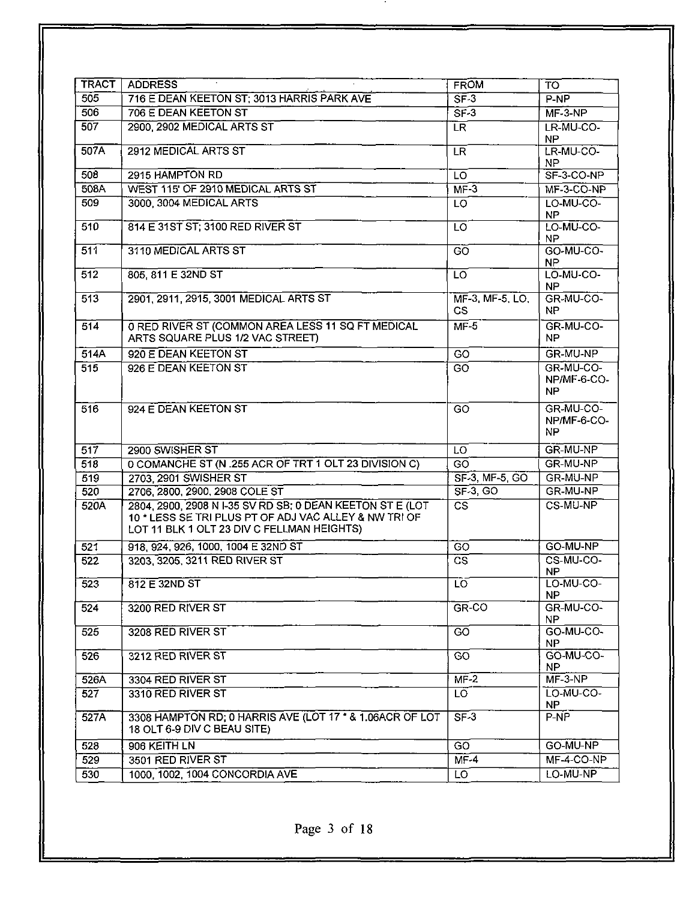| TRACT | ADDRESS | FROM | TO |
|---|---|---|---|
| 505 | 716 E DEAN KEETON ST; 3013 HARRIS PARK AVE | SF-3 | P-NP |
| 506 | 706 E DEAN KEETON ST | SF-3 | MF-3-NP |
| 507 | 2900, 2902 MEDICAL ARTS ST | LR | LR-MU-CO-NP |
| 507A | 2912 MEDICAL ARTS ST | LR | LR-MU-CO-NP |
| 508 | 2915 HAMPTON RD | LO | SF-3-CO-NP |
| 508A | WEST 115' OF 2910 MEDICAL ARTS ST | MF-3 | MF-3-CO-NP |
| 509 | 3000, 3004 MEDICAL ARTS | LO | LO-MU-CO-NP |
| 510 | 814 E 31ST ST; 3100 RED RIVER ST | LO | LO-MU-CO-NP |
| 511 | 3110 MEDICAL ARTS ST | GO | GO-MU-CO-NP |
| 512 | 805, 811 E 32ND ST | LO | LO-MU-CO-NP |
| 513 | 2901, 2911, 2915, 3001 MEDICAL ARTS ST | MF-3, MF-5, LO, CS | GR-MU-CO-NP |
| 514 | 0 RED RIVER ST (COMMON AREA LESS 11 SQ FT MEDICAL ARTS SQUARE PLUS 1/2 VAC STREET) | MF-5 | GR-MU-CO-NP |
| 514A | 920 E DEAN KEETON ST | GO | GR-MU-NP |
| 515 | 926 E DEAN KEETON ST | GO | GR-MU-CO-NP/MF-6-CO-NP |
| 516 | 924 E DEAN KEETON ST | GO | GR-MU-CO-NP/MF-6-CO-NP |
| 517 | 2900 SWISHER ST | LO | GR-MU-NP |
| 518 | 0 COMANCHE ST (N .255 ACR OF TRT 1 OLT 23 DIVISION C) | GO | GR-MU-NP |
| 519 | 2703, 2901 SWISHER ST | SF-3, MF-5, GO | GR-MU-NP |
| 520 | 2706, 2800, 2900, 2908 COLE ST | SF-3, GO | GR-MU-NP |
| 520A | 2804, 2900, 2908 N I-35 SV RD SB; 0 DEAN KEETON ST E (LOT 10 * LESS SE TRI PLUS PT OF ADJ VAC ALLEY & NW TRI OF LOT 11 BLK 1 OLT 23 DIV C FELLMAN HEIGHTS) | CS | CS-MU-NP |
| 521 | 918, 924, 926, 1000, 1004 E 32ND ST | GO | GO-MU-NP |
| 522 | 3203, 3205, 3211 RED RIVER ST | CS | CS-MU-CO-NP |
| 523 | 812 E 32ND ST | LO | LO-MU-CO-NP |
| 524 | 3200 RED RIVER ST | GR-CO | GR-MU-CO-NP |
| 525 | 3208 RED RIVER ST | GO | GO-MU-CO-NP |
| 526 | 3212 RED RIVER ST | GO | GO-MU-CO-NP |
| 526A | 3304 RED RIVER ST | MF-2 | MF-3-NP |
| 527 | 3310 RED RIVER ST | LO | LO-MU-CO-NP |
| 527A | 3308 HAMPTON RD; 0 HARRIS AVE (LOT 17 * & 1.06ACR OF LOT 18 OLT 6-9 DIV C BEAU SITE) | SF-3 | P-NP |
| 528 | 906 KEITH LN | GO | GO-MU-NP |
| 529 | 3501 RED RIVER ST | MF-4 | MF-4-CO-NP |
| 530 | 1000, 1002, 1004 CONCORDIA AVE | LO | LO-MU-NP |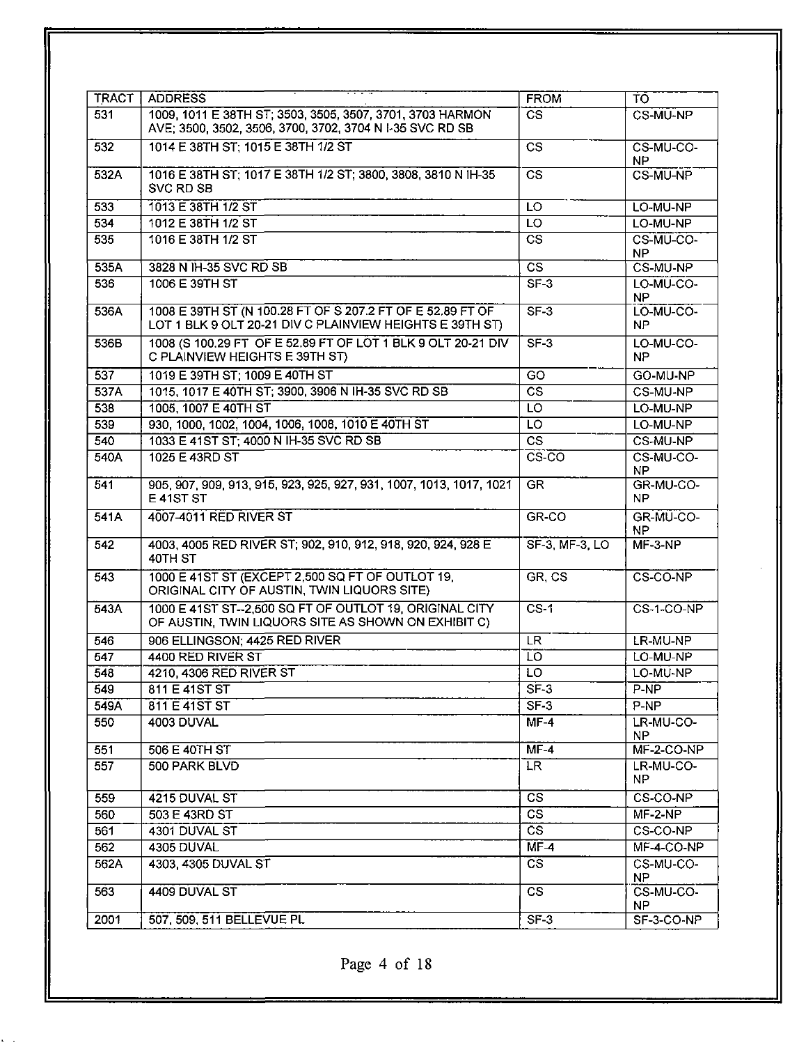| TRACT | ADDRESS | FROM | TO |
|---|---|---|---|
| 531 | 1009, 1011 E 38TH ST; 3503, 3505, 3507, 3701, 3703 HARMON AVE; 3500, 3502, 3506, 3700, 3702, 3704 N I-35 SVC RD SB | CS | CS-MU-NP |
| 532 | 1014 E 38TH ST; 1015 E 38TH 1/2 ST | CS | CS-MU-CO-NP |
| 532A | 1016 E 38TH ST; 1017 E 38TH 1/2 ST; 3800, 3808, 3810 N IH-35 SVC RD SB | CS | CS-MU-NP |
| 533 | 1013 E 38TH 1/2 ST | LO | LO-MU-NP |
| 534 | 1012 E 38TH 1/2 ST | LO | LO-MU-NP |
| 535 | 1016 E 38TH 1/2 ST | CS | CS-MU-CO-NP |
| 535A | 3828 N IH-35 SVC RD SB | CS | CS-MU-NP |
| 536 | 1006 E 39TH ST | SF-3 | LO-MU-CO-NP |
| 536A | 1008 E 39TH ST (N 100.28 FT OF S 207.2 FT OF E 52.89 FT OF LOT 1 BLK 9 OLT 20-21 DIV C PLAINVIEW HEIGHTS E 39TH ST) | SF-3 | LO-MU-CO-NP |
| 536B | 1008 (S 100.29 FT OF E 52.89 FT OF LOT 1 BLK 9 OLT 20-21 DIV C PLAINVIEW HEIGHTS E 39TH ST) | SF-3 | LO-MU-CO-NP |
| 537 | 1019 E 39TH ST; 1009 E 40TH ST | GO | GO-MU-NP |
| 537A | 1015, 1017 E 40TH ST; 3900, 3906 N IH-35 SVC RD SB | CS | CS-MU-NP |
| 538 | 1005, 1007 E 40TH ST | LO | LO-MU-NP |
| 539 | 930, 1000, 1002, 1004, 1006, 1008, 1010 E 40TH ST | LO | LO-MU-NP |
| 540 | 1033 E 41ST ST; 4000 N IH-35 SVC RD SB | CS | CS-MU-NP |
| 540A | 1025 E 43RD ST | CS-CO | CS-MU-CO-NP |
| 541 | 905, 907, 909, 913, 915, 923, 925, 927, 931, 1007, 1013, 1017, 1021 E 41ST ST | GR | GR-MU-CO-NP |
| 541A | 4007-4011 RED RIVER ST | GR-CO | GR-MU-CO-NP |
| 542 | 4003, 4005 RED RIVER ST; 902, 910, 912, 918, 920, 924, 928 E 40TH ST | SF-3, MF-3, LO | MF-3-NP |
| 543 | 1000 E 41ST ST (EXCEPT 2,500 SQ FT OF OUTLOT 19, ORIGINAL CITY OF AUSTIN, TWIN LIQUORS SITE) | GR, CS | CS-CO-NP |
| 543A | 1000 E 41ST ST--2,500 SQ FT OF OUTLOT 19, ORIGINAL CITY OF AUSTIN, TWIN LIQUORS SITE AS SHOWN ON EXHIBIT C) | CS-1 | CS-1-CO-NP |
| 546 | 906 ELLINGSON; 4425 RED RIVER | LR | LR-MU-NP |
| 547 | 4400 RED RIVER ST | LO | LO-MU-NP |
| 548 | 4210, 4306 RED RIVER ST | LO | LO-MU-NP |
| 549 | 811 E 41ST ST | SF-3 | P-NP |
| 549A | 811 E 41ST ST | SF-3 | P-NP |
| 550 | 4003 DUVAL | MF-4 | LR-MU-CO-NP |
| 551 | 506 E 40TH ST | MF-4 | MF-2-CO-NP |
| 557 | 500 PARK BLVD | LR | LR-MU-CO-NP |
| 559 | 4215 DUVAL ST | CS | CS-CO-NP |
| 560 | 503 E 43RD ST | CS | MF-2-NP |
| 561 | 4301 DUVAL ST | CS | CS-CO-NP |
| 562 | 4305 DUVAL | MF-4 | MF-4-CO-NP |
| 562A | 4303, 4305 DUVAL ST | CS | CS-MU-CO-NP |
| 563 | 4409 DUVAL ST | CS | CS-MU-CO-NP |
| 2001 | 507, 509, 511 BELLEVUE PL | SF-3 | SF-3-CO-NP |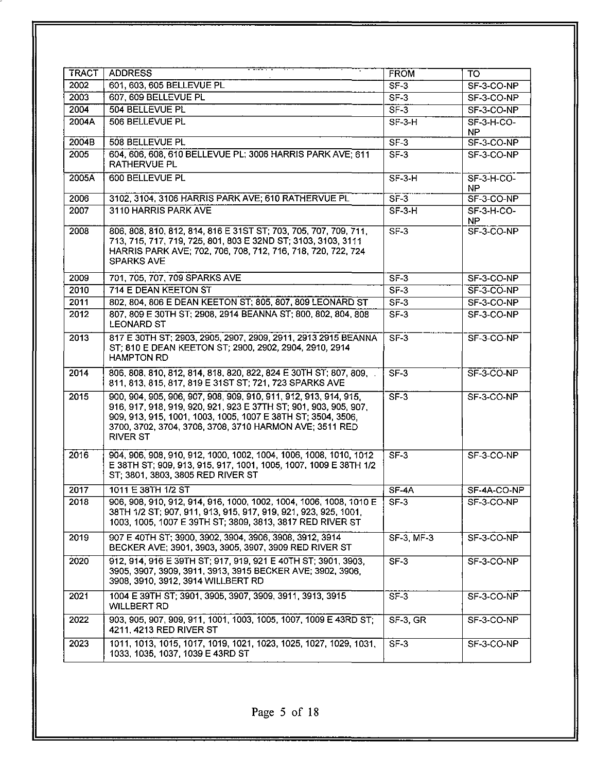| TRACT | ADDRESS | FROM | TO |
| --- | --- | --- | --- |
| 2002 | 601, 603, 605 BELLEVUE PL | SF-3 | SF-3-CO-NP |
| 2003 | 607, 609 BELLEVUE PL | SF-3 | SF-3-CO-NP |
| 2004 | 504 BELLEVUE PL | SF-3 | SF-3-CO-NP |
| 2004A | 506 BELLEVUE PL | SF-3-H | SF-3-H-CO-NP |
| 2004B | 508 BELLEVUE PL | SF-3 | SF-3-CO-NP |
| 2005 | 604, 606, 608, 610 BELLEVUE PL; 3006 HARRIS PARK AVE; 611 RATHERVUE PL | SF-3 | SF-3-CO-NP |
| 2005A | 600 BELLEVUE PL | SF-3-H | SF-3-H-CO-NP |
| 2006 | 3102, 3104, 3106 HARRIS PARK AVE; 610 RATHERVUE PL | SF-3 | SF-3-CO-NP |
| 2007 | 3110 HARRIS PARK AVE | SF-3-H | SF-3-H-CO-NP |
| 2008 | 806, 808, 810, 812, 814, 816 E 31ST ST; 703, 705, 707, 709, 711, 713, 715, 717, 719, 725, 801, 803 E 32ND ST; 3103, 3103, 3111 HARRIS PARK AVE; 702, 706, 708, 712, 716, 718, 720, 722, 724 SPARKS AVE | SF-3 | SF-3-CO-NP |
| 2009 | 701, 705, 707, 709 SPARKS AVE | SF-3 | SF-3-CO-NP |
| 2010 | 714 E DEAN KEETON ST | SF-3 | SF-3-CO-NP |
| 2011 | 802, 804, 806 E DEAN KEETON ST; 805, 807, 809 LEONARD ST | SF-3 | SF-3-CO-NP |
| 2012 | 807, 809 E 30TH ST; 2908, 2914 BEANNA ST; 800, 802, 804, 808 LEONARD ST | SF-3 | SF-3-CO-NP |
| 2013 | 817 E 30TH ST; 2903, 2905, 2907, 2909, 2911, 2913 2915 BEANNA ST; 810 E DEAN KEETON ST; 2900, 2902, 2904, 2910, 2914 HAMPTON RD | SF-3 | SF-3-CO-NP |
| 2014 | 806, 808, 810, 812, 814, 818, 820, 822, 824 E 30TH ST; 807, 809, 811, 813, 815, 817, 819 E 31ST ST; 721, 723 SPARKS AVE | SF-3 | SF-3-CO-NP |
| 2015 | 900, 904, 905, 906, 907, 908, 909, 910, 911, 912, 913, 914, 915, 916, 917, 918, 919, 920, 921, 923 E 37TH ST; 901, 903, 905, 907, 909, 913, 915, 1001, 1003, 1005, 1007 E 38TH ST; 3504, 3506, 3700, 3702, 3704, 3706, 3708, 3710 HARMON AVE; 3511 RED RIVER ST | SF-3 | SF-3-CO-NP |
| 2016 | 904, 906, 908, 910, 912, 1000, 1002, 1004, 1006, 1008, 1010, 1012 E 38TH ST; 909, 913, 915, 917, 1001, 1005, 1007, 1009 E 38TH 1/2 ST; 3801, 3803, 3805 RED RIVER ST | SF-3 | SF-3-CO-NP |
| 2017 | 1011 E 38TH 1/2 ST | SF-4A | SF-4A-CO-NP |
| 2018 | 906, 908, 910, 912, 914, 916, 1000, 1002, 1004, 1006, 1008, 1010 E 38TH 1/2 ST; 907, 911, 913, 915, 917, 919, 921, 923, 925, 1001, 1003, 1005, 1007 E 39TH ST; 3809, 3813, 3817 RED RIVER ST | SF-3 | SF-3-CO-NP |
| 2019 | 907 E 40TH ST; 3900, 3902, 3904, 3906, 3908, 3912, 3914 BECKER AVE; 3901, 3903, 3905, 3907, 3909 RED RIVER ST | SF-3, MF-3 | SF-3-CO-NP |
| 2020 | 912, 914, 916 E 39TH ST; 917, 919, 921 E 40TH ST; 3901, 3903, 3905, 3907, 3909, 3911, 3913, 3915 BECKER AVE; 3902, 3906, 3908, 3910, 3912, 3914 WILLBERT RD | SF-3 | SF-3-CO-NP |
| 2021 | 1004 E 39TH ST; 3901, 3905, 3907, 3909, 3911, 3913, 3915 WILLBERT RD | SF-3 | SF-3-CO-NP |
| 2022 | 903, 905, 907, 909, 911, 1001, 1003, 1005, 1007, 1009 E 43RD ST; 4211, 4213 RED RIVER ST | SF-3, GR | SF-3-CO-NP |
| 2023 | 1011, 1013, 1015, 1017, 1019, 1021, 1023, 1025, 1027, 1029, 1031, 1033, 1035, 1037, 1039 E 43RD ST | SF-3 | SF-3-CO-NP |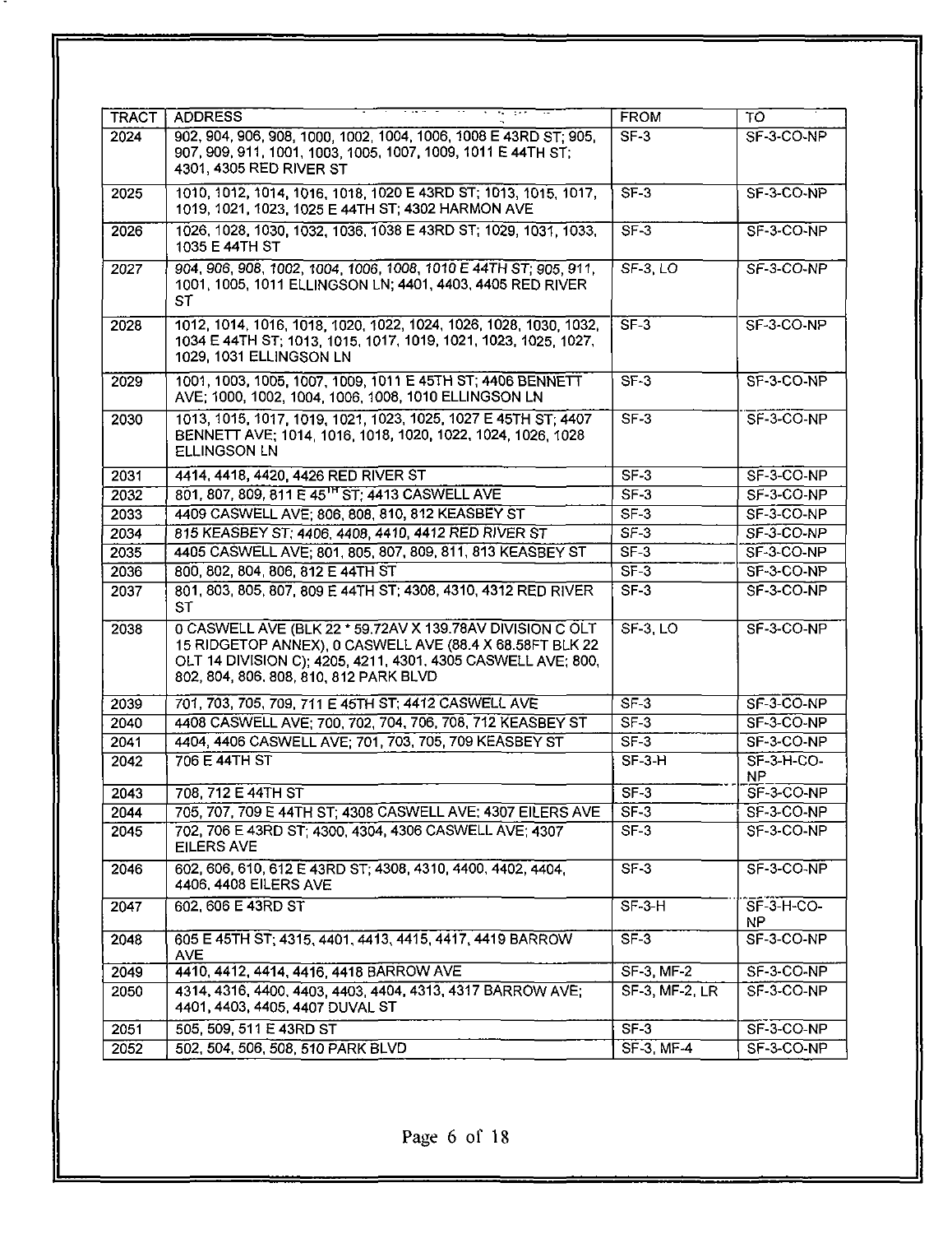| TRACT | ADDRESS | FROM | TO |
|---|---|---|---|
| 2024 | 902, 904, 906, 908, 1000, 1002, 1004, 1006, 1008 E 43RD ST; 905, 907, 909, 911, 1001, 1003, 1005, 1007, 1009, 1011 E 44TH ST; 4301, 4305 RED RIVER ST | SF-3 | SF-3-CO-NP |
| 2025 | 1010, 1012, 1014, 1016, 1018, 1020 E 43RD ST; 1013, 1015, 1017, 1019, 1021, 1023, 1025 E 44TH ST; 4302 HARMON AVE | SF-3 | SF-3-CO-NP |
| 2026 | 1026, 1028, 1030, 1032, 1036, 1038 E 43RD ST; 1029, 1031, 1033, 1035 E 44TH ST | SF-3 | SF-3-CO-NP |
| 2027 | 904, 906, 908, 1002, 1004, 1006, 1008, 1010 E 44TH ST; 905, 911, 1001, 1005, 1011 ELLINGSON LN; 4401, 4403, 4405 RED RIVER ST | SF-3, LO | SF-3-CO-NP |
| 2028 | 1012, 1014, 1016, 1018, 1020, 1022, 1024, 1026, 1028, 1030, 1032, 1034 E 44TH ST; 1013, 1015, 1017, 1019, 1021, 1023, 1025, 1027, 1029, 1031 ELLINGSON LN | SF-3 | SF-3-CO-NP |
| 2029 | 1001, 1003, 1005, 1007, 1009, 1011 E 45TH ST; 4406 BENNETT AVE; 1000, 1002, 1004, 1006, 1008, 1010 ELLINGSON LN | SF-3 | SF-3-CO-NP |
| 2030 | 1013, 1015, 1017, 1019, 1021, 1023, 1025, 1027 E 45TH ST; 4407 BENNETT AVE; 1014, 1016, 1018, 1020, 1022, 1024, 1026, 1028 ELLINGSON LN | SF-3 | SF-3-CO-NP |
| 2031 | 4414, 4418, 4420, 4426 RED RIVER ST | SF-3 | SF-3-CO-NP |
| 2032 | 801, 807, 809, 811 E 45TH ST; 4413 CASWELL AVE | SF-3 | SF-3-CO-NP |
| 2033 | 4409 CASWELL AVE; 806, 808, 810, 812 KEASBEY ST | SF-3 | SF-3-CO-NP |
| 2034 | 815 KEASBEY ST; 4406, 4408, 4410, 4412 RED RIVER ST | SF-3 | SF-3-CO-NP |
| 2035 | 4405 CASWELL AVE; 801, 805, 807, 809, 811, 813 KEASBEY ST | SF-3 | SF-3-CO-NP |
| 2036 | 800, 802, 804, 806, 812 E 44TH ST | SF-3 | SF-3-CO-NP |
| 2037 | 801, 803, 805, 807, 809 E 44TH ST; 4308, 4310, 4312 RED RIVER ST | SF-3 | SF-3-CO-NP |
| 2038 | 0 CASWELL AVE (BLK 22 * 59.72AV X 139.78AV DIVISION C OLT 15 RIDGETOP ANNEX), 0 CASWELL AVE (88.4 X 68.58FT BLK 22 OLT 14 DIVISION C); 4205, 4211, 4301, 4305 CASWELL AVE; 800, 802, 804, 806, 808, 810, 812 PARK BLVD | SF-3, LO | SF-3-CO-NP |
| 2039 | 701, 703, 705, 709, 711 E 45TH ST; 4412 CASWELL AVE | SF-3 | SF-3-CO-NP |
| 2040 | 4408 CASWELL AVE; 700, 702, 704, 706, 708, 712 KEASBEY ST | SF-3 | SF-3-CO-NP |
| 2041 | 4404, 4406 CASWELL AVE; 701, 703, 705, 709 KEASBEY ST | SF-3 | SF-3-CO-NP |
| 2042 | 706 E 44TH ST | SF-3-H | SF-3-H-CO-NP |
| 2043 | 708, 712 E 44TH ST | SF-3 | SF-3-CO-NP |
| 2044 | 705, 707, 709 E 44TH ST; 4308 CASWELL AVE; 4307 EILERS AVE | SF-3 | SF-3-CO-NP |
| 2045 | 702, 706 E 43RD ST; 4300, 4304, 4306 CASWELL AVE; 4307 EILERS AVE | SF-3 | SF-3-CO-NP |
| 2046 | 602, 606, 610, 612 E 43RD ST; 4308, 4310, 4400, 4402, 4404, 4406, 4408 EILERS AVE | SF-3 | SF-3-CO-NP |
| 2047 | 602, 606 E 43RD ST | SF-3-H | SF-3-H-CO-NP |
| 2048 | 605 E 45TH ST; 4315, 4401, 4413, 4415, 4417, 4419 BARROW AVE | SF-3 | SF-3-CO-NP |
| 2049 | 4410, 4412, 4414, 4416, 4418 BARROW AVE | SF-3, MF-2 | SF-3-CO-NP |
| 2050 | 4314, 4316, 4400, 4403, 4403, 4404, 4313, 4317 BARROW AVE; 4401, 4403, 4405, 4407 DUVAL ST | SF-3, MF-2, LR | SF-3-CO-NP |
| 2051 | 505, 509, 511 E 43RD ST | SF-3 | SF-3-CO-NP |
| 2052 | 502, 504, 506, 508, 510 PARK BLVD | SF-3, MF-4 | SF-3-CO-NP |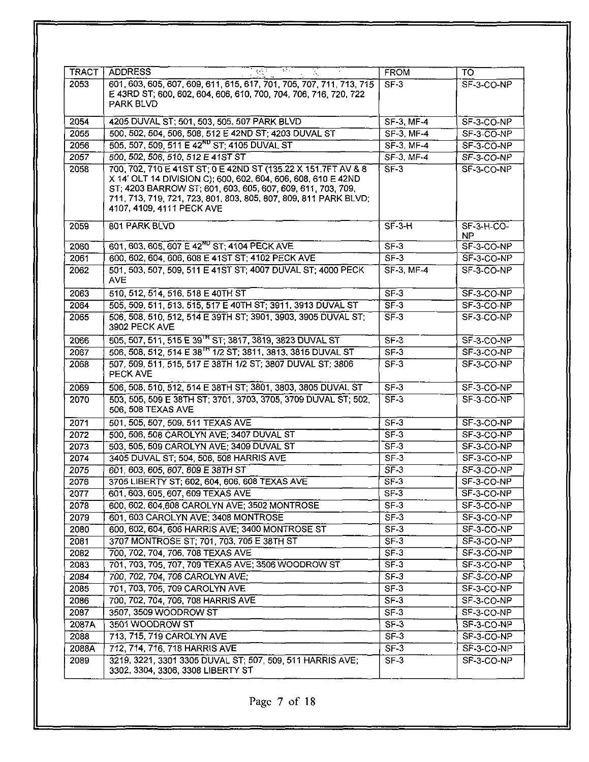| TRACT | ADDRESS | FROM | TO |
|---|---|---|---|
| 2053 | 601, 603, 605, 607, 609, 611, 615, 617, 701, 705, 707, 711, 713, 715 E 43RD ST; 600, 602, 604, 606, 610, 700, 704, 706, 716, 720, 722 PARK BLVD | SF-3 | SF-3-CO-NP |
| 2054 | 4205 DUVAL ST; 501, 503, 505, 507 PARK BLVD | SF-3, MF-4 | SF-3-CO-NP |
| 2055 | 500, 502, 504, 506, 508, 512 E 42ND ST; 4203 DUVAL ST | SF-3, MF-4 | SF-3-CO-NP |
| 2056 | 505, 507, 509, 511 E 42ND ST; 4105 DUVAL ST | SF-3, MF-4 | SF-3-CO-NP |
| 2057 | 500, 502, 506, 510, 512 E 41ST ST | SF-3, MF-4 | SF-3-CO-NP |
| 2058 | 700, 702, 710 E 41ST ST; 0 E 42ND ST (135.22 X 151.7FT AV & 8 X 14' OLT 14 DIVISION C); 600, 602, 604, 606, 608, 610 E 42ND ST; 4203 BARROW ST; 601, 603, 605, 607, 609, 611, 703, 709, 711, 713, 719, 721, 723, 801, 803, 805, 807, 809, 811 PARK BLVD; 4107, 4109, 4111 PECK AVE | SF-3 | SF-3-CO-NP |
| 2059 | 801 PARK BLVD | SF-3-H | SF-3-H-CO-NP |
| 2060 | 601, 603, 605, 607 E 42ND ST; 4104 PECK AVE | SF-3 | SF-3-CO-NP |
| 2061 | 600, 602, 604, 606, 608 E 41ST ST; 4102 PECK AVE | SF-3 | SF-3-CO-NP |
| 2062 | 501, 503, 507, 509, 511 E 41ST ST; 4007 DUVAL ST; 4000 PECK AVE | SF-3, MF-4 | SF-3-CO-NP |
| 2063 | 510, 512, 514, 516, 518 E 40TH ST | SF-3 | SF-3-CO-NP |
| 2064 | 505, 509, 511, 513, 515, 517 E 40TH ST; 3911, 3913 DUVAL ST | SF-3 | SF-3-CO-NP |
| 2065 | 506, 508, 510, 512, 514 E 39TH ST; 3901, 3903, 3905 DUVAL ST; 3902 PECK AVE | SF-3 | SF-3-CO-NP |
| 2066 | 505, 507, 511, 515 E 39TH ST; 3817, 3819, 3823 DUVAL ST | SF-3 | SF-3-CO-NP |
| 2067 | 506, 508, 512, 514 E 38TH 1/2 ST; 3811, 3813, 3815 DUVAL ST | SF-3 | SF-3-CO-NP |
| 2068 | 507, 509, 511, 515, 517 E 38TH 1/2 ST; 3807 DUVAL ST; 3806 PECK AVE | SF-3 | SF-3-CO-NP |
| 2069 | 506, 508, 510, 512, 514 E 38TH ST; 3801, 3803, 3805 DUVAL ST | SF-3 | SF-3-CO-NP |
| 2070 | 503, 505, 509 E 38TH ST; 3701, 3703, 3705, 3709 DUVAL ST; 502, 506, 508 TEXAS AVE | SF-3 | SF-3-CO-NP |
| 2071 | 501, 505, 507, 509, 511 TEXAS AVE | SF-3 | SF-3-CO-NP |
| 2072 | 500, 506, 508 CAROLYN AVE; 3407 DUVAL ST | SF-3 | SF-3-CO-NP |
| 2073 | 503, 505, 509 CAROLYN AVE; 3409 DUVAL ST | SF-3 | SF-3-CO-NP |
| 2074 | 3405 DUVAL ST; 504, 506, 508 HARRIS AVE | SF-3 | SF-3-CO-NP |
| 2075 | 601, 603, 605, 607, 609 E 38TH ST | SF-3 | SF-3-CO-NP |
| 2076 | 3705 LIBERTY ST; 602, 604, 606, 608 TEXAS AVE | SF-3 | SF-3-CO-NP |
| 2077 | 601, 603, 605, 607, 609 TEXAS AVE | SF-3 | SF-3-CO-NP |
| 2078 | 600, 602, 604,608 CAROLYN AVE; 3502 MONTROSE | SF-3 | SF-3-CO-NP |
| 2079 | 601, 603 CAROLYN AVE; 3408 MONTROSE | SF-3 | SF-3-CO-NP |
| 2080 | 600, 602, 604, 606 HARRIS AVE; 3400 MONTROSE ST | SF-3 | SF-3-CO-NP |
| 2081 | 3707 MONTROSE ST; 701, 703, 705 E 38TH ST | SF-3 | SF-3-CO-NP |
| 2082 | 700, 702, 704, 706, 708 TEXAS AVE | SF-3 | SF-3-CO-NP |
| 2083 | 701, 703, 705, 707, 709 TEXAS AVE; 3506 WOODROW ST | SF-3 | SF-3-CO-NP |
| 2084 | 700, 702, 704, 706 CAROLYN AVE; | SF-3 | SF-3-CO-NP |
| 2085 | 701, 703, 705, 709 CAROLYN AVE | SF-3 | SF-3-CO-NP |
| 2086 | 700, 702, 704, 706, 708 HARRIS AVE | SF-3 | SF-3-CO-NP |
| 2087 | 3507, 3509 WOODROW ST | SF-3 | SF-3-CO-NP |
| 2087A | 3501 WOODROW ST | SF-3 | SF-3-CO-NP |
| 2088 | 713, 715, 719 CAROLYN AVE | SF-3 | SF-3-CO-NP |
| 2088A | 712, 714, 716, 718 HARRIS AVE | SF-3 | SF-3-CO-NP |
| 2089 | 3219, 3221, 3301 3305 DUVAL ST; 507, 509, 511 HARRIS AVE; 3302, 3304, 3306, 3308 LIBERTY ST | SF-3 | SF-3-CO-NP |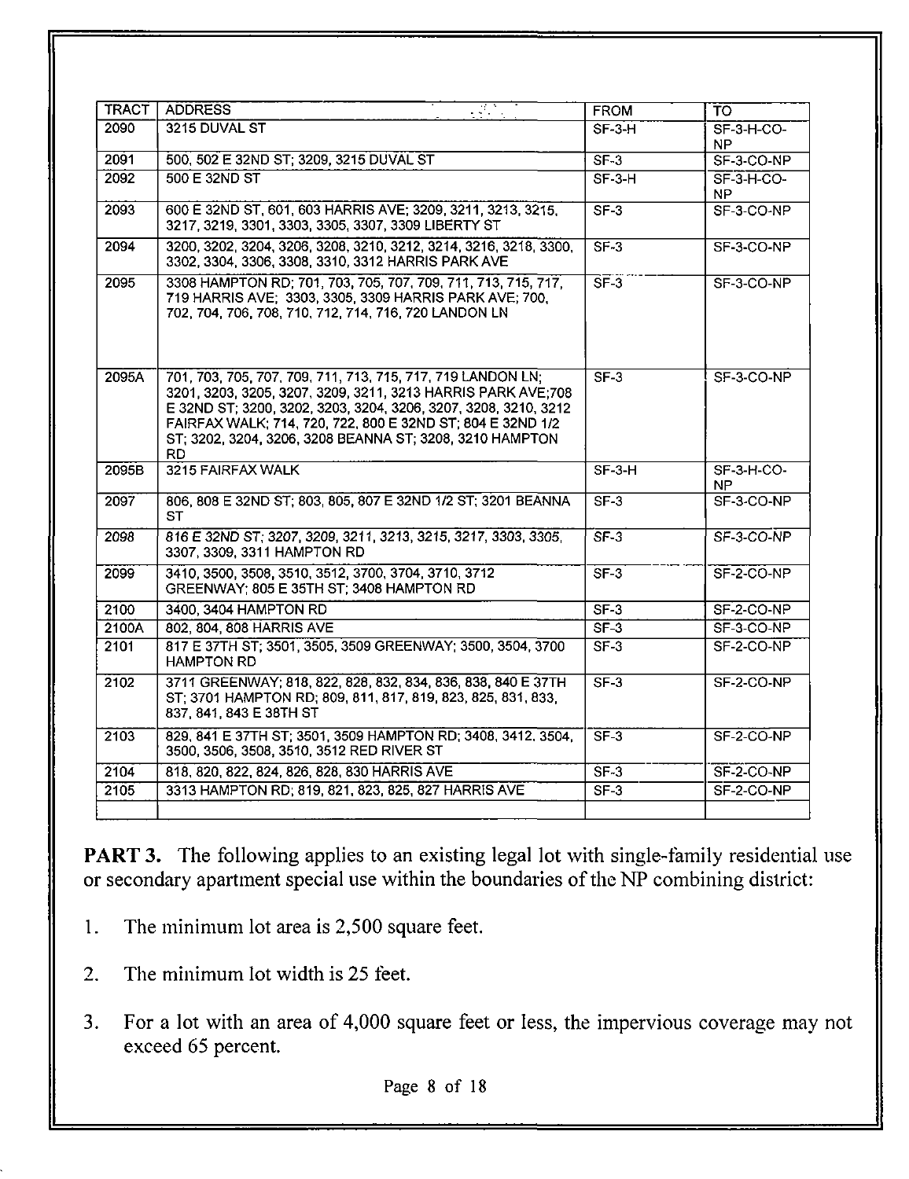| TRACT | ADDRESS | FROM | TO |
|---|---|---|---|
| 2090 | 3215 DUVAL ST | SF-3-H | SF-3-H-CO-NP |
| 2091 | 500, 502 E 32ND ST; 3209, 3215 DUVAL ST | SF-3 | SF-3-CO-NP |
| 2092 | 500 E 32ND ST | SF-3-H | SF-3-H-CO-NP |
| 2093 | 600 E 32ND ST, 601, 603 HARRIS AVE; 3209, 3211, 3213, 3215, 3217, 3219, 3301, 3303, 3305, 3307, 3309 LIBERTY ST | SF-3 | SF-3-CO-NP |
| 2094 | 3200, 3202, 3204, 3206, 3208, 3210, 3212, 3214, 3216, 3218, 3300, 3302, 3304, 3306, 3308, 3310, 3312 HARRIS PARK AVE | SF-3 | SF-3-CO-NP |
| 2095 | 3308 HAMPTON RD; 701, 703, 705, 707, 709, 711, 713, 715, 717, 719 HARRIS AVE; 3303, 3305, 3309 HARRIS PARK AVE; 700, 702, 704, 706, 708, 710, 712, 714, 716, 720 LANDON LN | SF-3 | SF-3-CO-NP |
| 2095A | 701, 703, 705, 707, 709, 711, 713, 715, 717, 719 LANDON LN; 3201, 3203, 3205, 3207, 3209, 3211, 3213 HARRIS PARK AVE;708 E 32ND ST; 3200, 3202, 3203, 3204, 3206, 3207, 3208, 3210, 3212 FAIRFAX WALK; 714, 720, 722, 800 E 32ND ST; 804 E 32ND 1/2 ST; 3202, 3204, 3206, 3208 BEANNA ST; 3208, 3210 HAMPTON RD | SF-3 | SF-3-CO-NP |
| 2095B | 3215 FAIRFAX WALK | SF-3-H | SF-3-H-CO-NP |
| 2097 | 806, 808 E 32ND ST; 803, 805, 807 E 32ND 1/2 ST; 3201 BEANNA ST | SF-3 | SF-3-CO-NP |
| 2098 | 816 E 32ND ST; 3207, 3209, 3211, 3213, 3215, 3217, 3303, 3305, 3307, 3309, 3311 HAMPTON RD | SF-3 | SF-3-CO-NP |
| 2099 | 3410, 3500, 3508, 3510, 3512, 3700, 3704, 3710, 3712 GREENWAY; 805 E 35TH ST; 3408 HAMPTON RD | SF-3 | SF-2-CO-NP |
| 2100 | 3400, 3404 HAMPTON RD | SF-3 | SF-2-CO-NP |
| 2100A | 802, 804, 808 HARRIS AVE | SF-3 | SF-3-CO-NP |
| 2101 | 817 E 37TH ST; 3501, 3505, 3509 GREENWAY; 3500, 3504, 3700 HAMPTON RD | SF-3 | SF-2-CO-NP |
| 2102 | 3711 GREENWAY; 818, 822, 828, 832, 834, 836, 838, 840 E 37TH ST; 3701 HAMPTON RD; 809, 811, 817, 819, 823, 825, 831, 833, 837, 841, 843 E 38TH ST | SF-3 | SF-2-CO-NP |
| 2103 | 829, 841 E 37TH ST; 3501, 3509 HAMPTON RD; 3408, 3412, 3504, 3500, 3506, 3508, 3510, 3512 RED RIVER ST | SF-3 | SF-2-CO-NP |
| 2104 | 818, 820, 822, 824, 826, 828, 830 HARRIS AVE | SF-3 | SF-2-CO-NP |
| 2105 | 3313 HAMPTON RD; 819, 821, 823, 825, 827 HARRIS AVE | SF-3 | SF-2-CO-NP |
| | | | |

**PART 3.** The following applies to an existing legal lot with single-family residential use or secondary apartment special use within the boundaries of the NP combining district:

1. The minimum lot area is 2,500 square feet.

2. The minimum lot width is 25 feet.

3. For a lot with an area of 4,000 square feet or less, the impervious coverage may not exceed 65 percent.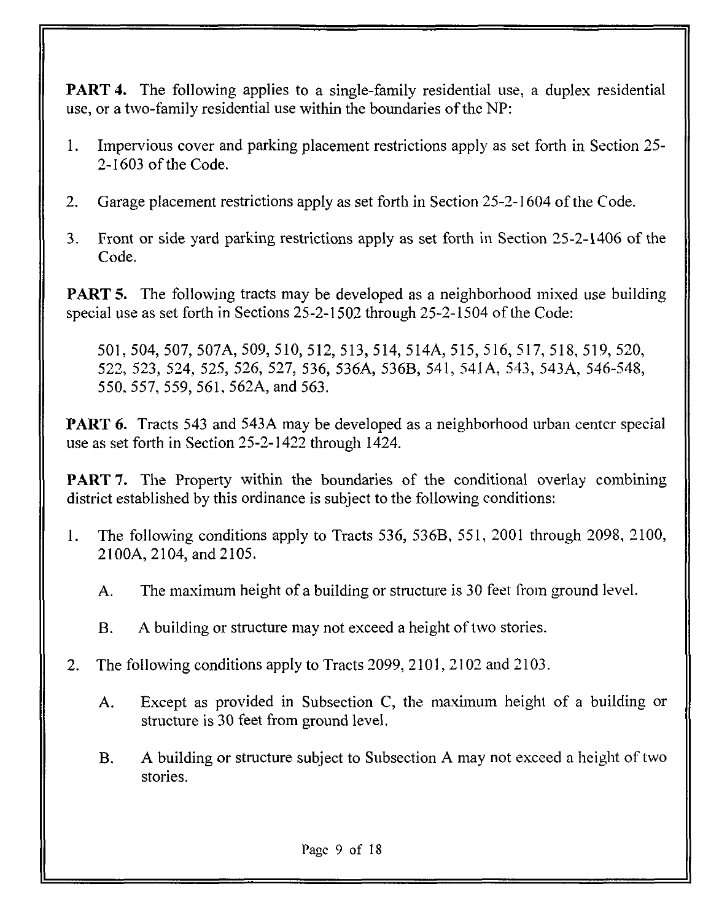**PART 4.** The following applies to a single-family residential use, a duplex residential use, or a two-family residential use within the boundaries of the NP:

1. Impervious cover and parking placement restrictions apply as set forth in Section 25-2-1603 of the Code.

2. Garage placement restrictions apply as set forth in Section 25-2-1604 of the Code.

3. Front or side yard parking restrictions apply as set forth in Section 25-2-1406 of the Code.

**PART 5.** The following tracts may be developed as a neighborhood mixed use building special use as set forth in Sections 25-2-1502 through 25-2-1504 of the Code:

501, 504, 507, 507A, 509, 510, 512, 513, 514, 514A, 515, 516, 517, 518, 519, 520, 522, 523, 524, 525, 526, 527, 536, 536A, 536B, 541, 541A, 543, 543A, 546-548, 550, 557, 559, 561, 562A, and 563.

**PART 6.** Tracts 543 and 543A may be developed as a neighborhood urban center special use as set forth in Section 25-2-1422 through 1424.

**PART 7.** The Property within the boundaries of the conditional overlay combining district established by this ordinance is subject to the following conditions:

1. The following conditions apply to Tracts 536, 536B, 551, 2001 through 2098, 2100, 2100A, 2104, and 2105.

    A. The maximum height of a building or structure is 30 feet from ground level.

    B. A building or structure may not exceed a height of two stories.

2. The following conditions apply to Tracts 2099, 2101, 2102 and 2103.

    A. Except as provided in Subsection C, the maximum height of a building or structure is 30 feet from ground level.

    B. A building or structure subject to Subsection A may not exceed a height of two stories.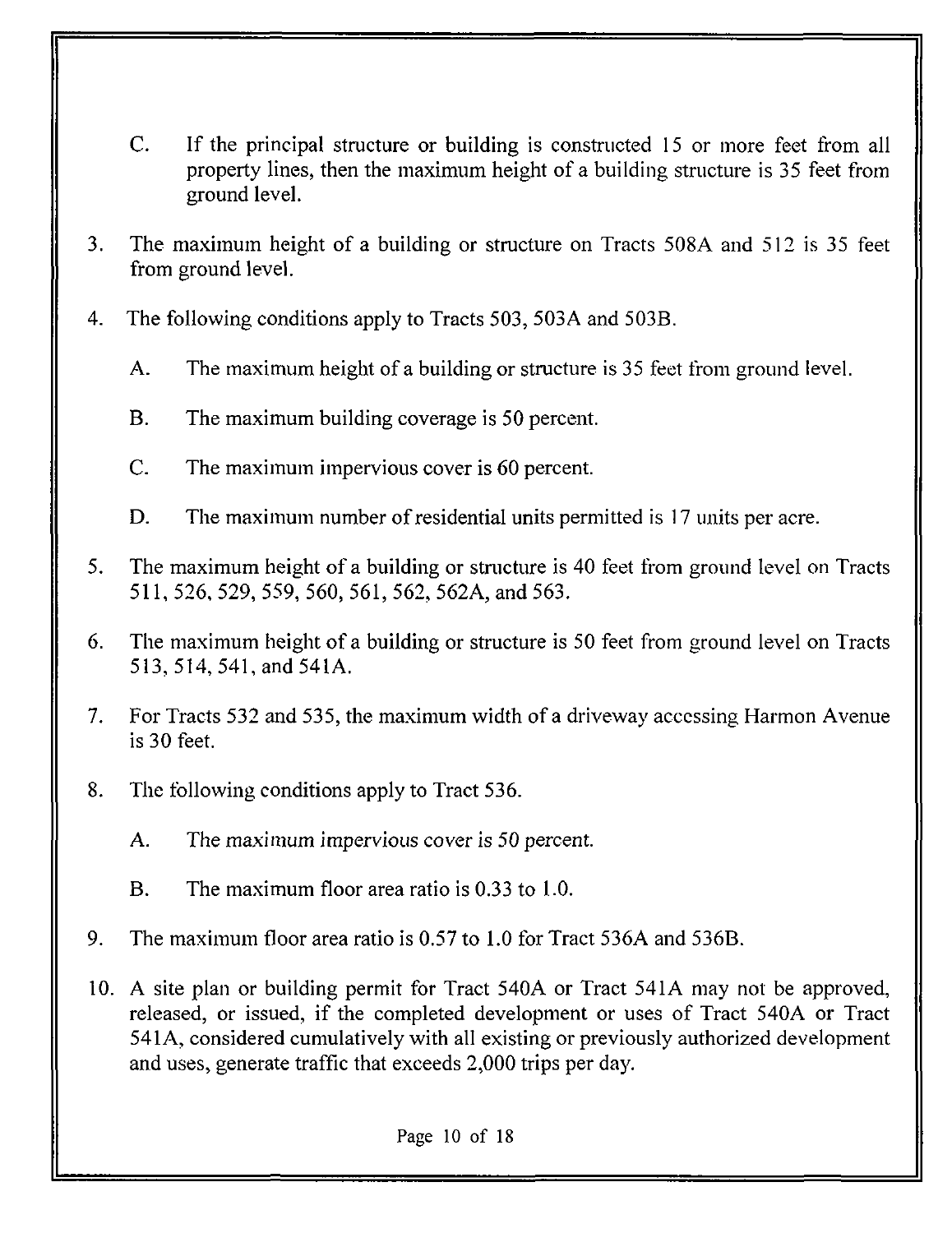C. If the principal structure or building is constructed 15 or more feet from all property lines, then the maximum height of a building structure is 35 feet from ground level.

3. The maximum height of a building or structure on Tracts 508A and 512 is 35 feet from ground level.

4. The following conditions apply to Tracts 503, 503A and 503B.

   A. The maximum height of a building or structure is 35 feet from ground level.

   B. The maximum building coverage is 50 percent.

   C. The maximum impervious cover is 60 percent.

   D. The maximum number of residential units permitted is 17 units per acre.

5. The maximum height of a building or structure is 40 feet from ground level on Tracts 511, 526, 529, 559, 560, 561, 562, 562A, and 563.

6. The maximum height of a building or structure is 50 feet from ground level on Tracts 513, 514, 541, and 541A.

7. For Tracts 532 and 535, the maximum width of a driveway accessing Harmon Avenue is 30 feet.

8. The following conditions apply to Tract 536.

   A. The maximum impervious cover is 50 percent.

   B. The maximum floor area ratio is 0.33 to 1.0.

9. The maximum floor area ratio is 0.57 to 1.0 for Tract 536A and 536B.

10. A site plan or building permit for Tract 540A or Tract 541A may not be approved, released, or issued, if the completed development or uses of Tract 540A or Tract 541A, considered cumulatively with all existing or previously authorized development and uses, generate traffic that exceeds 2,000 trips per day.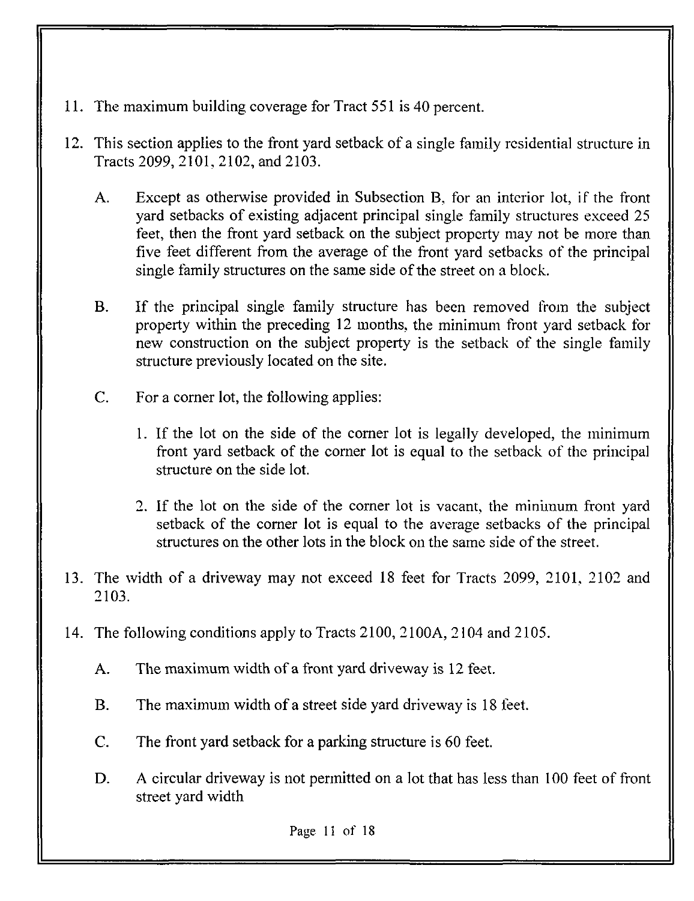11. The maximum building coverage for Tract 551 is 40 percent.

12. This section applies to the front yard setback of a single family residential structure in Tracts 2099, 2101, 2102, and 2103.

    A. Except as otherwise provided in Subsection B, for an interior lot, if the front yard setbacks of existing adjacent principal single family structures exceed 25 feet, then the front yard setback on the subject property may not be more than five feet different from the average of the front yard setbacks of the principal single family structures on the same side of the street on a block.

    B. If the principal single family structure has been removed from the subject property within the preceding 12 months, the minimum front yard setback for new construction on the subject property is the setback of the single family structure previously located on the site.

    C. For a corner lot, the following applies:

       1. If the lot on the side of the corner lot is legally developed, the minimum front yard setback of the corner lot is equal to the setback of the principal structure on the side lot.

       2. If the lot on the side of the corner lot is vacant, the minimum front yard setback of the corner lot is equal to the average setbacks of the principal structures on the other lots in the block on the same side of the street.

13. The width of a driveway may not exceed 18 feet for Tracts 2099, 2101, 2102 and 2103.

14. The following conditions apply to Tracts 2100, 2100A, 2104 and 2105.

    A. The maximum width of a front yard driveway is 12 feet.

    B. The maximum width of a street side yard driveway is 18 feet.

    C. The front yard setback for a parking structure is 60 feet.

    D. A circular driveway is not permitted on a lot that has less than 100 feet of front street yard width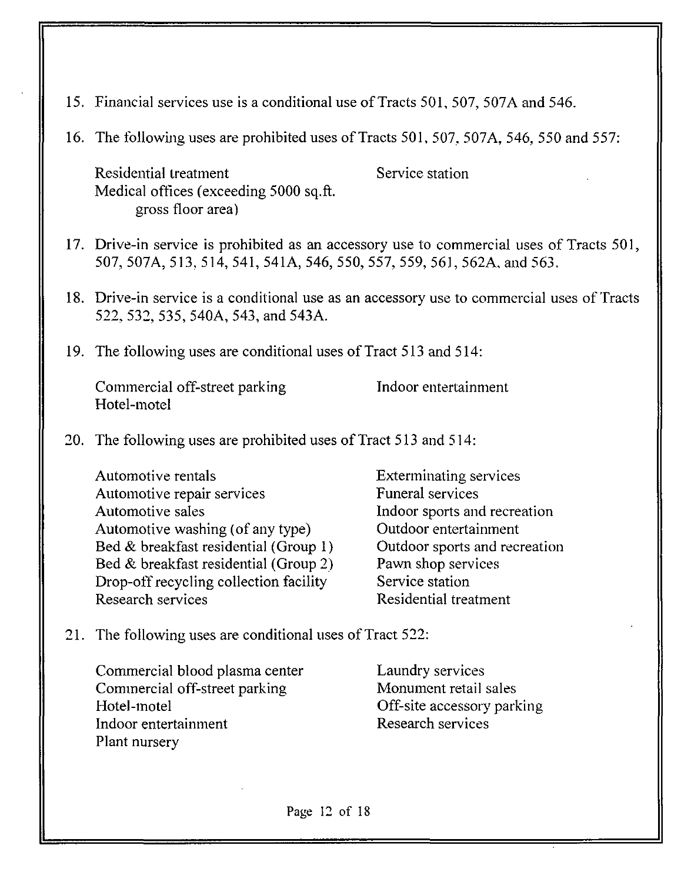15. Financial services use is a conditional use of Tracts 501, 507, 507A and 546.

16. The following uses are prohibited uses of Tracts 501, 507, 507A, 546, 550 and 557:

    Residential treatment
    Medical offices (exceeding 5000 sq.ft. gross floor area)
    Service station

17. Drive-in service is prohibited as an accessory use to commercial uses of Tracts 501, 507, 507A, 513, 514, 541, 541A, 546, 550, 557, 559, 561, 562A, and 563.

18. Drive-in service is a conditional use as an accessory use to commercial uses of Tracts 522, 532, 535, 540A, 543, and 543A.

19. The following uses are conditional uses of Tract 513 and 514:

    Commercial off-street parking
    Hotel-motel
    Indoor entertainment

20. The following uses are prohibited uses of Tract 513 and 514:

    Automotive rentals
    Automotive repair services
    Automotive sales
    Automotive washing (of any type)
    Bed & breakfast residential (Group 1)
    Bed & breakfast residential (Group 2)
    Drop-off recycling collection facility
    Research services
    Exterminating services
    Funeral services
    Indoor sports and recreation
    Outdoor entertainment
    Outdoor sports and recreation
    Pawn shop services
    Service station
    Residential treatment

21. The following uses are conditional uses of Tract 522:

    Commercial blood plasma center
    Commercial off-street parking
    Hotel-motel
    Indoor entertainment
    Plant nursery
    Laundry services
    Monument retail sales
    Off-site accessory parking
    Research services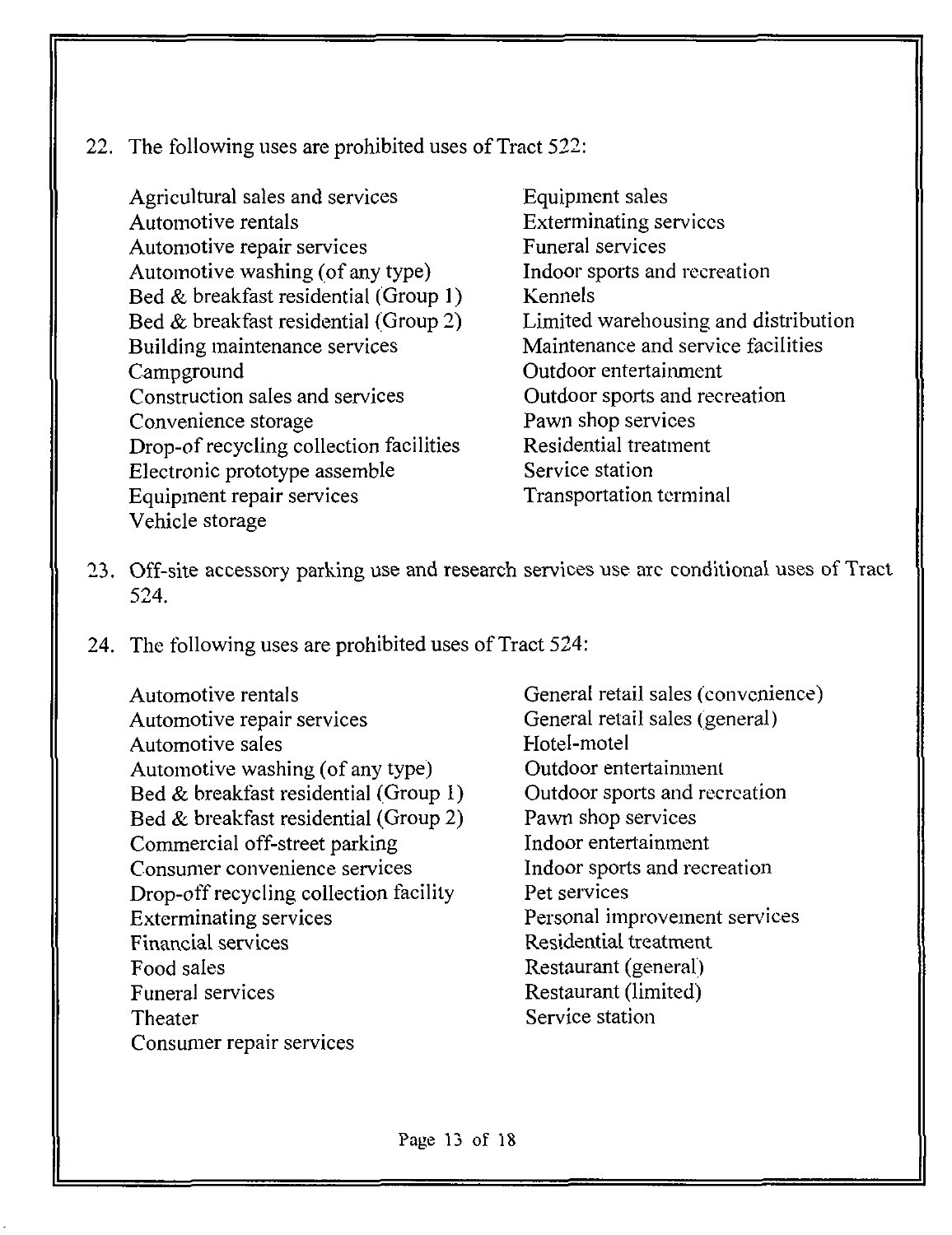22. The following uses are prohibited uses of Tract 522:

    - Agricultural sales and services
    - Automotive rentals
    - Automotive repair services
    - Automotive washing (of any type)
    - Bed & breakfast residential (Group 1)
    - Bed & breakfast residential (Group 2)
    - Building maintenance services
    - Campground
    - Construction sales and services
    - Convenience storage
    - Drop-of recycling collection facilities
    - Electronic prototype assemble
    - Equipment repair services
    - Vehicle storage
    - Equipment sales
    - Exterminating services
    - Funeral services
    - Indoor sports and recreation
    - Kennels
    - Limited warehousing and distribution
    - Maintenance and service facilities
    - Outdoor entertainment
    - Outdoor sports and recreation
    - Pawn shop services
    - Residential treatment
    - Service station
    - Transportation terminal

23. Off-site accessory parking use and research services use are conditional uses of Tract 524.

24. The following uses are prohibited uses of Tract 524:

    - Automotive rentals
    - Automotive repair services
    - Automotive sales
    - Automotive washing (of any type)
    - Bed & breakfast residential (Group 1)
    - Bed & breakfast residential (Group 2)
    - Commercial off-street parking
    - Consumer convenience services
    - Drop-off recycling collection facility
    - Exterminating services
    - Financial services
    - Food sales
    - Funeral services
    - Theater
    - Consumer repair services
    - General retail sales (convenience)
    - General retail sales (general)
    - Hotel-motel
    - Outdoor entertainment
    - Outdoor sports and recreation
    - Pawn shop services
    - Indoor entertainment
    - Indoor sports and recreation
    - Pet services
    - Personal improvement services
    - Residential treatment
    - Restaurant (general)
    - Restaurant (limited)
    - Service station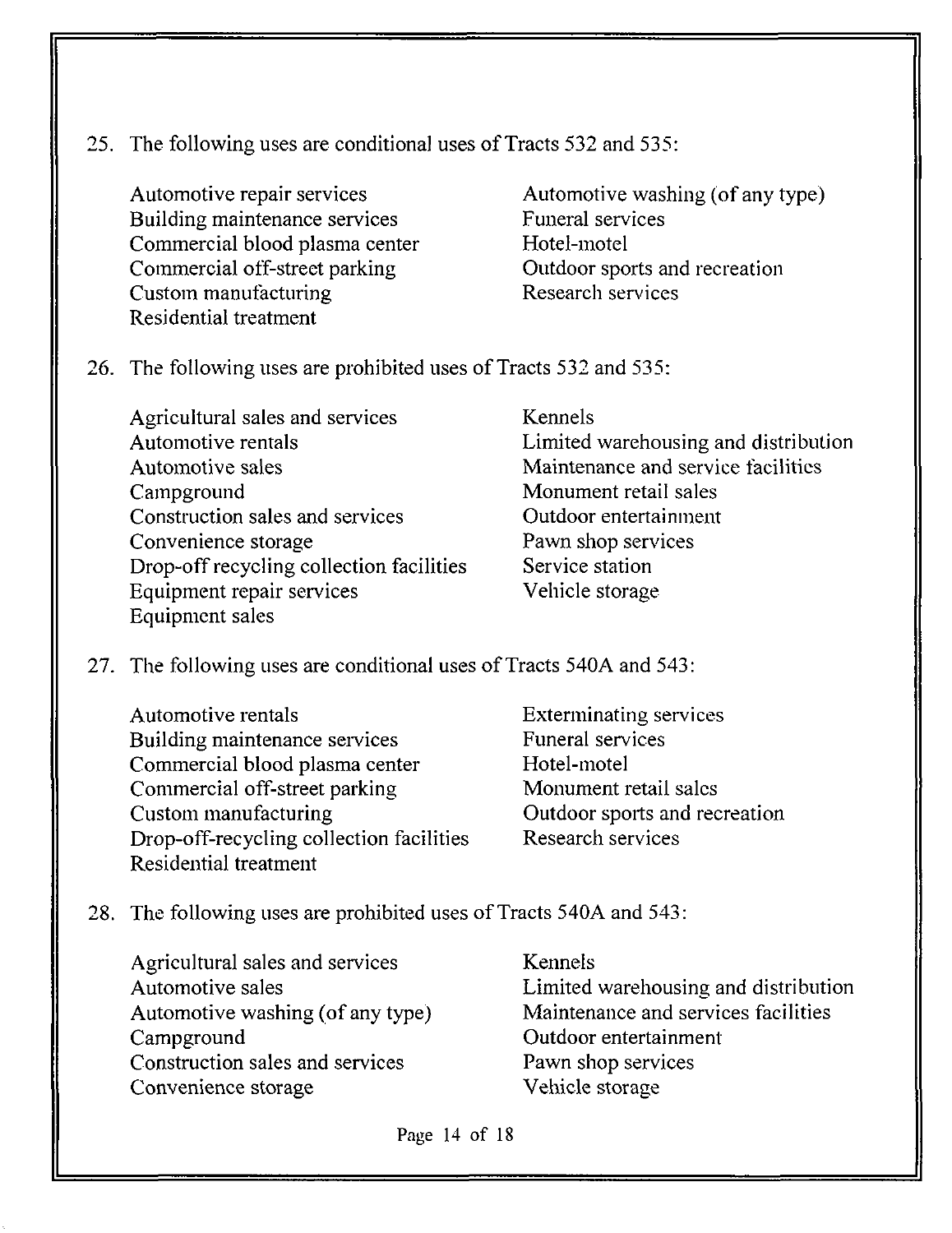25. The following uses are conditional uses of Tracts 532 and 535:

    Automotive repair services
    Building maintenance services
    Commercial blood plasma center
    Commercial off-street parking
    Custom manufacturing
    Residential treatment
    Automotive washing (of any type)
    Funeral services
    Hotel-motel
    Outdoor sports and recreation
    Research services

26. The following uses are prohibited uses of Tracts 532 and 535:

    Agricultural sales and services
    Automotive rentals
    Automotive sales
    Campground
    Construction sales and services
    Convenience storage
    Drop-off recycling collection facilities
    Equipment repair services
    Equipment sales
    Kennels
    Limited warehousing and distribution
    Maintenance and service facilities
    Monument retail sales
    Outdoor entertainment
    Pawn shop services
    Service station
    Vehicle storage

27. The following uses are conditional uses of Tracts 540A and 543:

    Automotive rentals
    Building maintenance services
    Commercial blood plasma center
    Commercial off-street parking
    Custom manufacturing
    Drop-off-recycling collection facilities
    Residential treatment
    Exterminating services
    Funeral services
    Hotel-motel
    Monument retail sales
    Outdoor sports and recreation
    Research services

28. The following uses are prohibited uses of Tracts 540A and 543:

    Agricultural sales and services
    Automotive sales
    Automotive washing (of any type)
    Campground
    Construction sales and services
    Convenience storage
    Kennels
    Limited warehousing and distribution
    Maintenance and services facilities
    Outdoor entertainment
    Pawn shop services
    Vehicle storage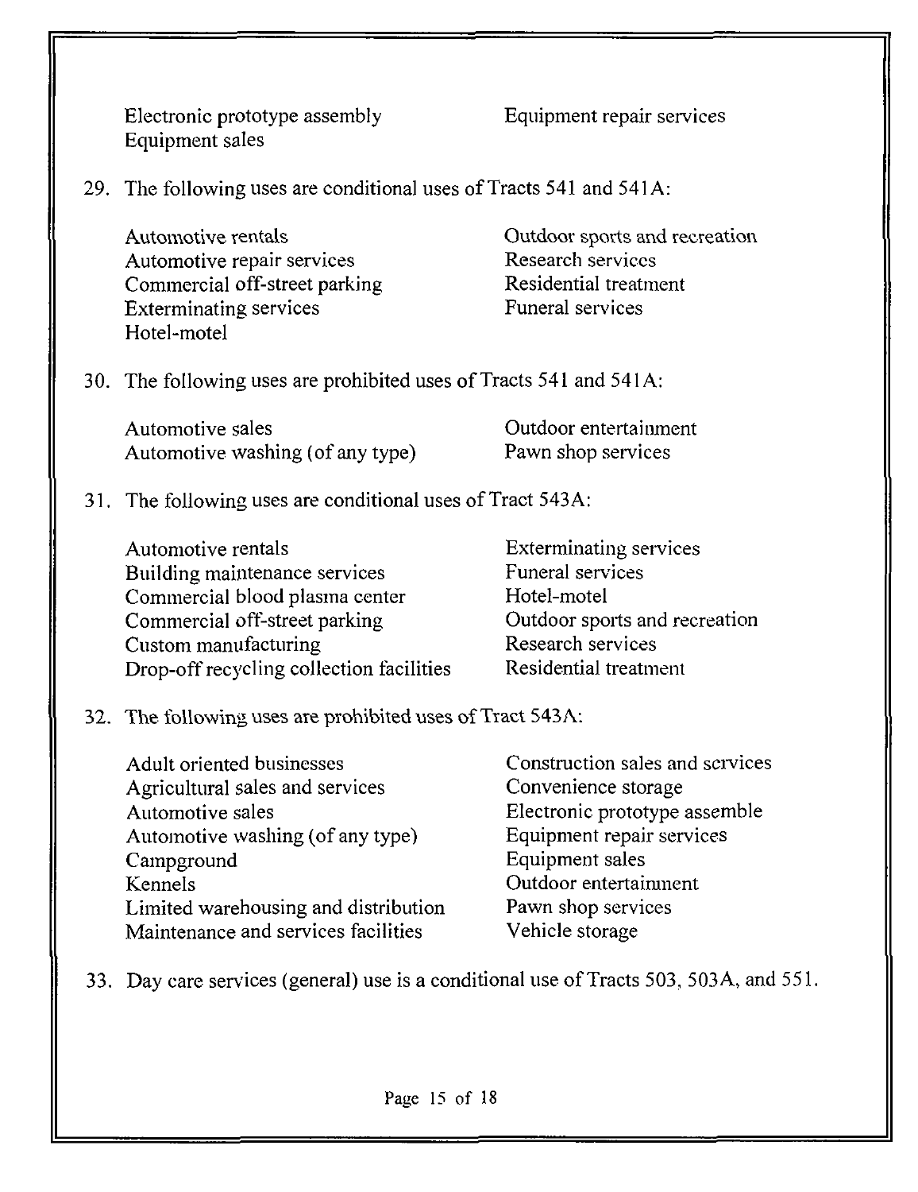Electronic prototype assembly
Equipment sales
Equipment repair services

29. The following uses are conditional uses of Tracts 541 and 541A:

    Automotive rentals
    Automotive repair services
    Commercial off-street parking
    Exterminating services
    Hotel-motel
    Outdoor sports and recreation
    Research services
    Residential treatment
    Funeral services

30. The following uses are prohibited uses of Tracts 541 and 541A:

    Automotive sales
    Automotive washing (of any type)
    Outdoor entertainment
    Pawn shop services

31. The following uses are conditional uses of Tract 543A:

    Automotive rentals
    Building maintenance services
    Commercial blood plasma center
    Commercial off-street parking
    Custom manufacturing
    Drop-off recycling collection facilities
    Exterminating services
    Funeral services
    Hotel-motel
    Outdoor sports and recreation
    Research services
    Residential treatment

32. The following uses are prohibited uses of Tract 543A:

    Adult oriented businesses
    Agricultural sales and services
    Automotive sales
    Automotive washing (of any type)
    Campground
    Kennels
    Limited warehousing and distribution
    Maintenance and services facilities
    Construction sales and services
    Convenience storage
    Electronic prototype assemble
    Equipment repair services
    Equipment sales
    Outdoor entertainment
    Pawn shop services
    Vehicle storage

33. Day care services (general) use is a conditional use of Tracts 503, 503A, and 551.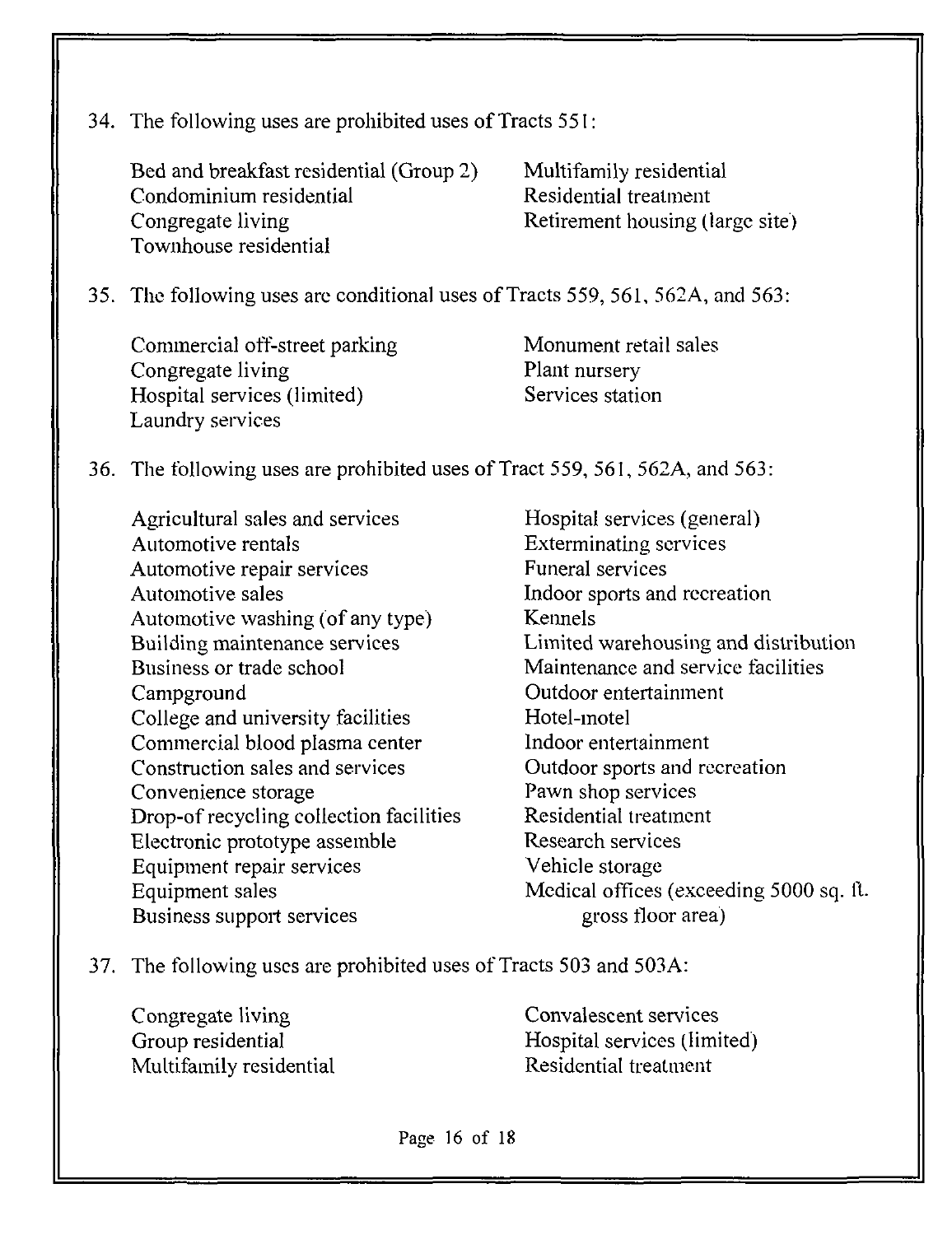34. The following uses are prohibited uses of Tracts 551:

    Bed and breakfast residential (Group 2)
    Condominium residential
    Congregate living
    Townhouse residential
    Multifamily residential
    Residential treatment
    Retirement housing (large site)

35. The following uses are conditional uses of Tracts 559, 561, 562A, and 563:

    Commercial off-street parking
    Congregate living
    Hospital services (limited)
    Laundry services
    Monument retail sales
    Plant nursery
    Services station

36. The following uses are prohibited uses of Tract 559, 561, 562A, and 563:

    Agricultural sales and services
    Automotive rentals
    Automotive repair services
    Automotive sales
    Automotive washing (of any type)
    Building maintenance services
    Business or trade school
    Campground
    College and university facilities
    Commercial blood plasma center
    Construction sales and services
    Convenience storage
    Drop-of recycling collection facilities
    Electronic prototype assemble
    Equipment repair services
    Equipment sales
    Business support services
    Hospital services (general)
    Exterminating services
    Funeral services
    Indoor sports and recreation
    Kennels
    Limited warehousing and distribution
    Maintenance and service facilities
    Outdoor entertainment
    Hotel-motel
    Indoor entertainment
    Outdoor sports and recreation
    Pawn shop services
    Residential treatment
    Research services
    Vehicle storage
    Medical offices (exceeding 5000 sq. ft. gross floor area)

37. The following uses are prohibited uses of Tracts 503 and 503A:

    Congregate living
    Group residential
    Multifamily residential
    Convalescent services
    Hospital services (limited)
    Residential treatment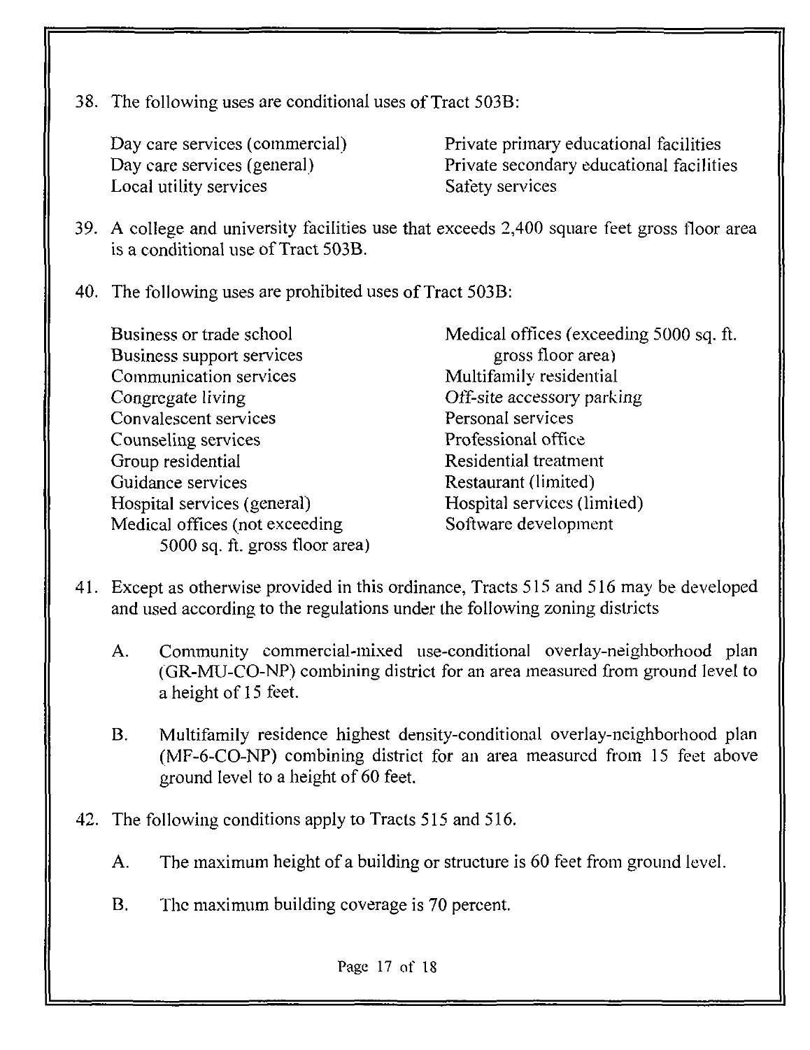38. The following uses are conditional uses of Tract 503B:

    Day care services (commercial)
    Day care services (general)
    Local utility services
    Private primary educational facilities
    Private secondary educational facilities
    Safety services

39. A college and university facilities use that exceeds 2,400 square feet gross floor area is a conditional use of Tract 503B.

40. The following uses are prohibited uses of Tract 503B:

    Business or trade school
    Business support services
    Communication services
    Congregate living
    Convalescent services
    Counseling services
    Group residential
    Guidance services
    Hospital services (general)
    Medical offices (not exceeding 5000 sq. ft. gross floor area)
    Medical offices (exceeding 5000 sq. ft. gross floor area)
    Multifamily residential
    Off-site accessory parking
    Personal services
    Professional office
    Residential treatment
    Restaurant (limited)
    Hospital services (limited)
    Software development

41. Except as otherwise provided in this ordinance, Tracts 515 and 516 may be developed and used according to the regulations under the following zoning districts

    A. Community commercial-mixed use-conditional overlay-neighborhood plan (GR-MU-CO-NP) combining district for an area measured from ground level to a height of 15 feet.

    B. Multifamily residence highest density-conditional overlay-neighborhood plan (MF-6-CO-NP) combining district for an area measured from 15 feet above ground level to a height of 60 feet.

42. The following conditions apply to Tracts 515 and 516.

    A. The maximum height of a building or structure is 60 feet from ground level.

    B. The maximum building coverage is 70 percent.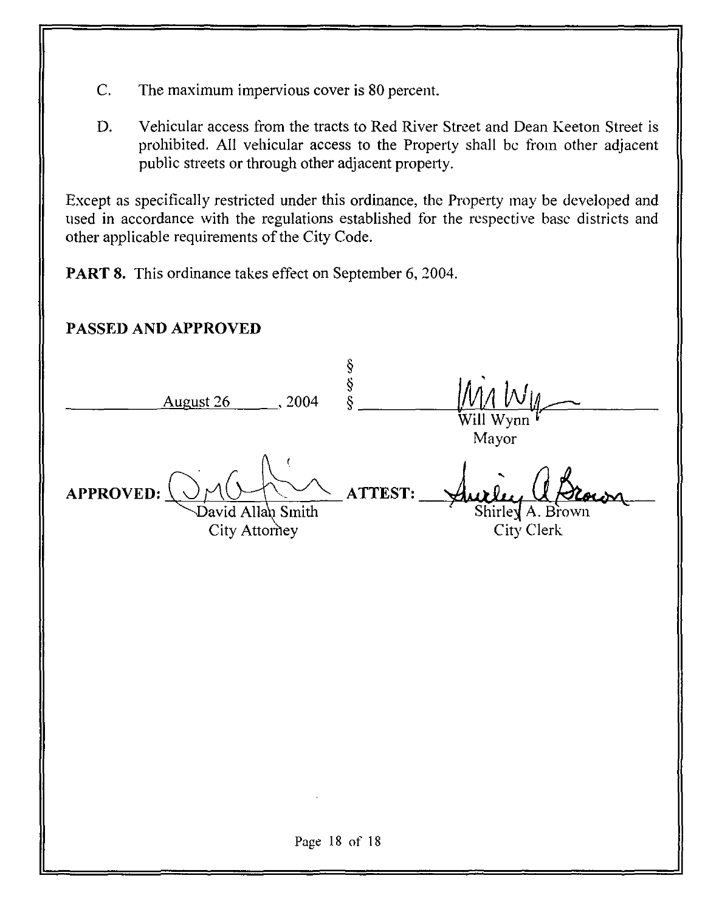C. The maximum impervious cover is 80 percent.

D. Vehicular access from the tracts to Red River Street and Dean Keeton Street is prohibited. All vehicular access to the Property shall be from other adjacent public streets or through other adjacent property.

Except as specifically restricted under this ordinance, the Property may be developed and used in accordance with the regulations established for the respective base districts and other applicable requirements of the City Code.

**PART 8.** This ordinance takes effect on September 6, 2004.

**PASSED AND APPROVED**

August 26, 2004 §
§
§

Will Wynn
Mayor

**APPROVED:** David Allan Smith
City Attorney

**ATTEST:** Shirley A. Brown
City Clerk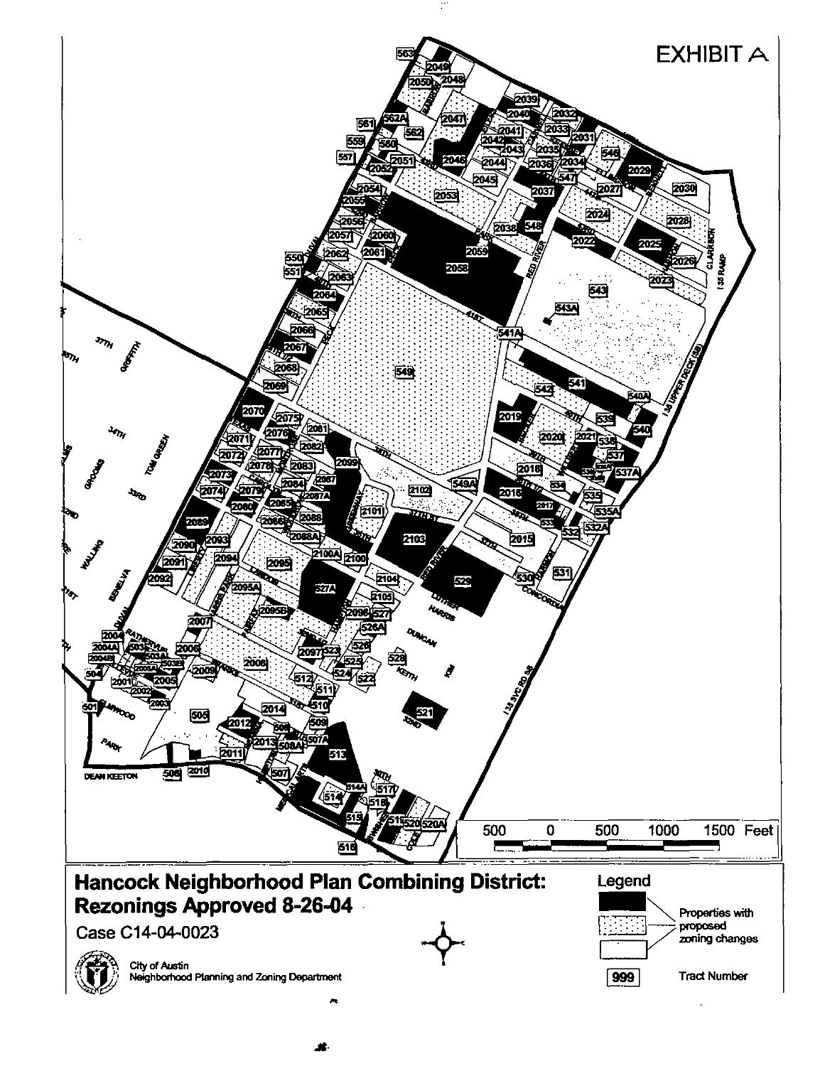# EXHIBIT A

## Hancock Neighborhood Plan Combining District: Rezonings Approved 8-26-04

Case C14-04-0023

City of Austin
Neighborhood Planning and Zoning Department

**Legend**

- Properties with proposed zoning changes
- 999 — Tract Number

500 0 500 1000 1500 Feet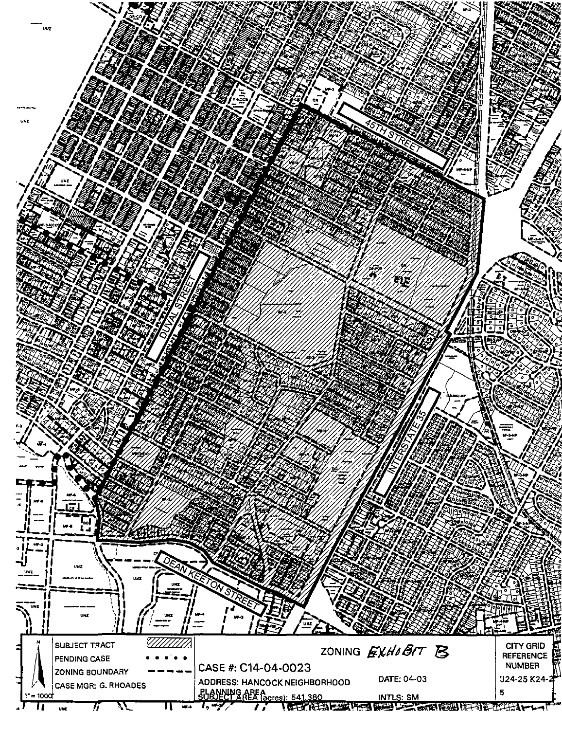45TH STREET

DUVAL STREET

INTERSTATE 35

DEAN KEETON STREET

| SUBJECT TRACT | ZONING EXHIBIT B | CITY GRID REFERENCE NUMBER |
|---|---|---|
| PENDING CASE | CASE #: C14-04-0023 | J24-25 K24-25 |
| ZONING BOUNDARY | ADDRESS: HANCOCK NEIGHBORHOOD PLANNING AREA | DATE: 04-03 |
| CASE MGR: G. RHOADES | SUBJECT AREA (acres): 541.380 | INTLS: SM |
| 1" = 1000' | | |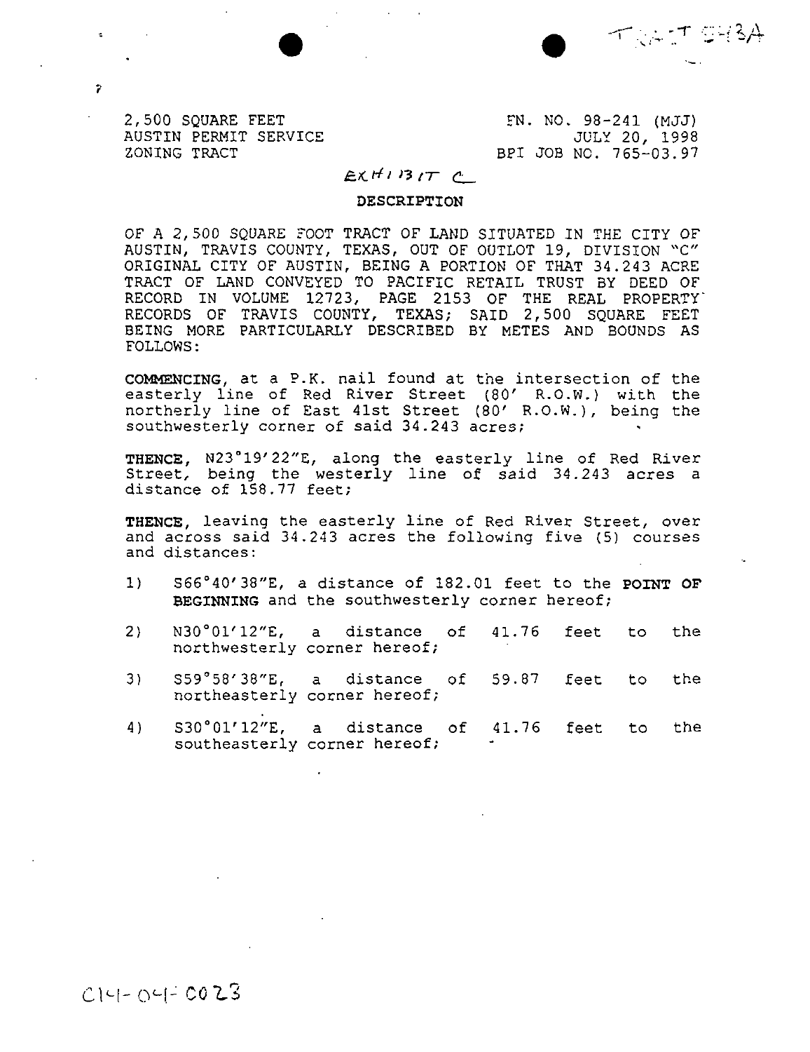TRACT 343A

2,500 SQUARE FEET
AUSTIN PERMIT SERVICE
ZONING TRACT

FN. NO. 98-241 (MJJ)
JULY 20, 1998
BPI JOB NO. 765-03.97

EXHIBIT C

## DESCRIPTION

OF A 2,500 SQUARE FOOT TRACT OF LAND SITUATED IN THE CITY OF AUSTIN, TRAVIS COUNTY, TEXAS, OUT OF OUTLOT 19, DIVISION "C" ORIGINAL CITY OF AUSTIN, BEING A PORTION OF THAT 34.243 ACRE TRACT OF LAND CONVEYED TO PACIFIC RETAIL TRUST BY DEED OF RECORD IN VOLUME 12723, PAGE 2153 OF THE REAL PROPERTY RECORDS OF TRAVIS COUNTY, TEXAS; SAID 2,500 SQUARE FEET BEING MORE PARTICULARLY DESCRIBED BY METES AND BOUNDS AS FOLLOWS:

**COMMENCING**, at a P.K. nail found at the intersection of the easterly line of Red River Street (80' R.O.W.) with the northerly line of East 41st Street (80' R.O.W.), being the southwesterly corner of said 34.243 acres;

**THENCE**, N23°19'22"E, along the easterly line of Red River Street, being the westerly line of said 34.243 acres a distance of 158.77 feet;

**THENCE**, leaving the easterly line of Red River Street, over and across said 34.243 acres the following five (5) courses and distances:

1) S66°40'38"E, a distance of 182.01 feet to the **POINT OF BEGINNING** and the southwesterly corner hereof;

2) N30°01'12"E, a distance of 41.76 feet to the northwesterly corner hereof;

3) S59°58'38"E, a distance of 59.87 feet to the northeasterly corner hereof;

4) S30°01'12"E, a distance of 41.76 feet to the southeasterly corner hereof;

C14-04-0023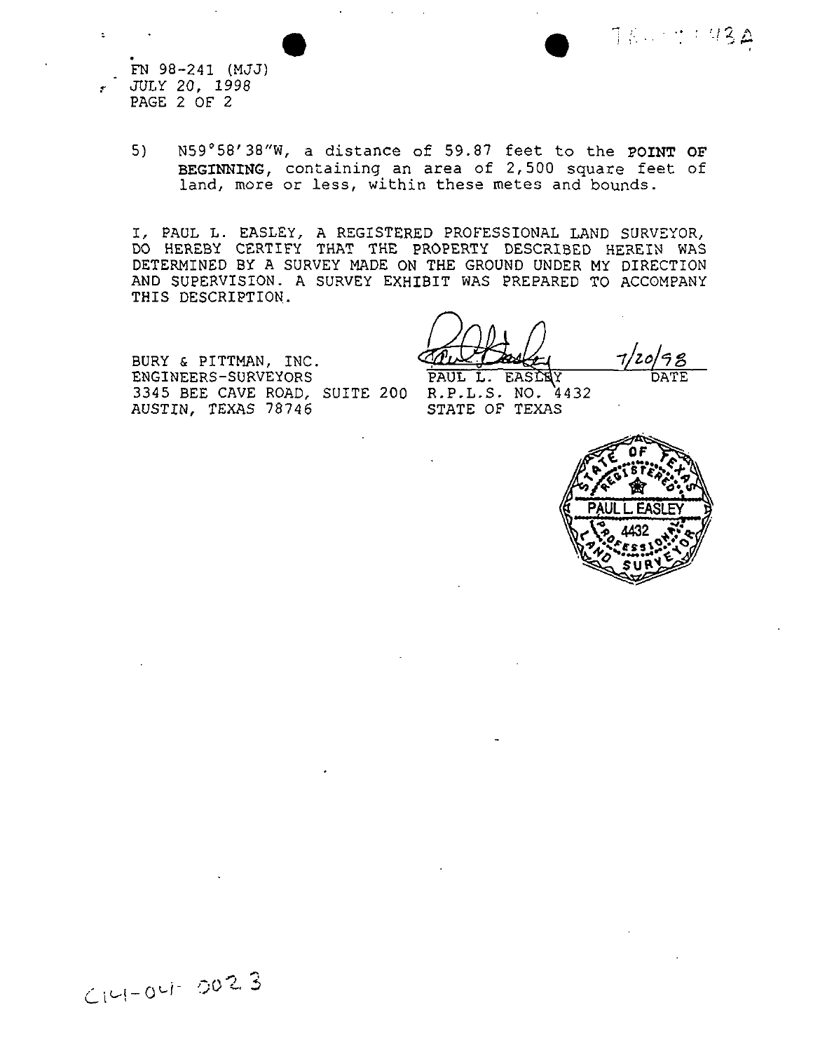FN 98-241 (MJJ)
JULY 20, 1998
PAGE 2 OF 2

5) N59°58'38"W, a distance of 59.87 feet to the **POINT OF BEGINNING**, containing an area of 2,500 square feet of land, more or less, within these metes and bounds.

I, PAUL L. EASLEY, A REGISTERED PROFESSIONAL LAND SURVEYOR, DO HEREBY CERTIFY THAT THE PROPERTY DESCRIBED HEREIN WAS DETERMINED BY A SURVEY MADE ON THE GROUND UNDER MY DIRECTION AND SUPERVISION. A SURVEY EXHIBIT WAS PREPARED TO ACCOMPANY THIS DESCRIPTION.

BURY & PITTMAN, INC.
ENGINEERS-SURVEYORS
3345 BEE CAVE ROAD, SUITE 200
AUSTIN, TEXAS 78746

PAUL L. EASLEY
R.P.L.S. NO. 4432
STATE OF TEXAS

7/20/98
DATE

STATE OF TEXAS
REGISTERED
PAUL L. EASLEY
4432
PROFESSIONAL
LAND SURVEYOR

C14-04-0023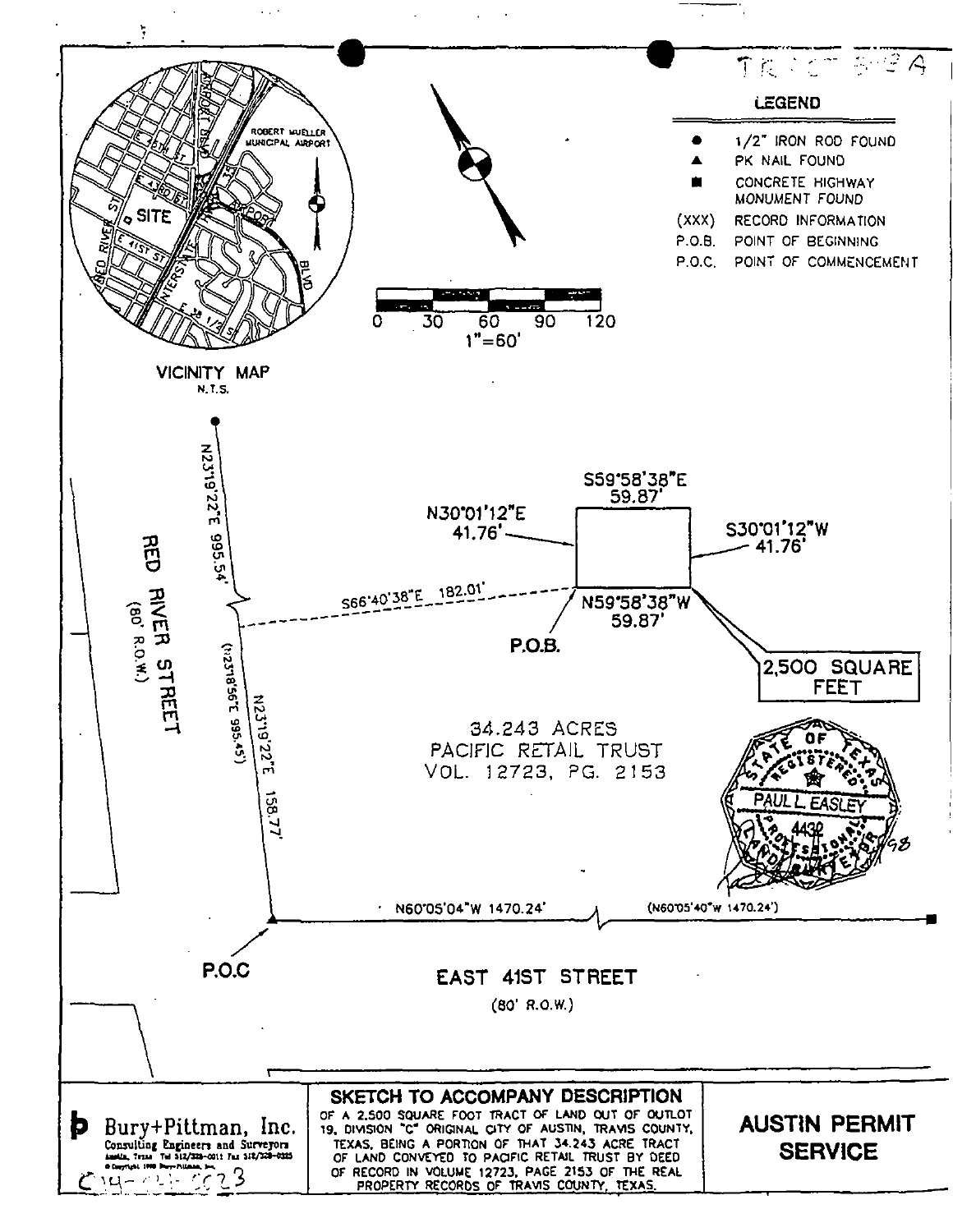TRACT 3-A

VICINITY MAP
N.T.S.

ROBERT MUELLER MUNICIPAL AIRPORT

SITE

RED RIVER ST

E 41ST ST

E 43RD ST

E 45TH ST

AIRPORT BLVD

E 38 1/2 ST

INTERSTATE

0 30 60 90 120

1"=60'

## LEGEND

- ● 1/2" IRON ROD FOUND
- ▲ PK NAIL FOUND
- ■ CONCRETE HIGHWAY MONUMENT FOUND
- (XXX) RECORD INFORMATION
- P.O.B. POINT OF BEGINNING
- P.O.C. POINT OF COMMENCEMENT

S59°58'38"E
59.87'

N30°01'12"E
41.76'

S30°01'12"W
41.76'

N59°58'38"W
59.87'

S66°40'38"E 182.01'

P.O.B.

2,500 SQUARE FEET

N23°19'22"E 995.54'

(N23°18'56"E 995.45')

N23°19'22"E 158.77'

RED RIVER STREET
(80' R.O.W.)

34.243 ACRES
PACIFIC RETAIL TRUST
VOL. 12723, PG. 2153

STATE OF TEXAS
REGISTERED
PAUL L. EASLEY
4432
PROFESSIONAL LAND SURVEYOR

N60°05'04"W 1470.24'

(N60°05'40"W 1470.24')

P.O.C

EAST 41ST STREET
(80' R.O.W.)

Bury+Pittman, Inc.
Consulting Engineers and Surveyors
Austin, Texas Tel 512/328-0011 Fax 512/328-0325
© Copyright 1998 Bury+Pittman, Inc.

C14-98-0023

**SKETCH TO ACCOMPANY DESCRIPTION**

OF A 2,500 SQUARE FOOT TRACT OF LAND OUT OF OUTLOT 19, DIVISION "C" ORIGINAL CITY OF AUSTIN, TRAVIS COUNTY, TEXAS, BEING A PORTION OF THAT 34.243 ACRE TRACT OF LAND CONVEYED TO PACIFIC RETAIL TRUST BY DEED OF RECORD IN VOLUME 12723, PAGE 2153 OF THE REAL PROPERTY RECORDS OF TRAVIS COUNTY, TEXAS.

**AUSTIN PERMIT SERVICE**